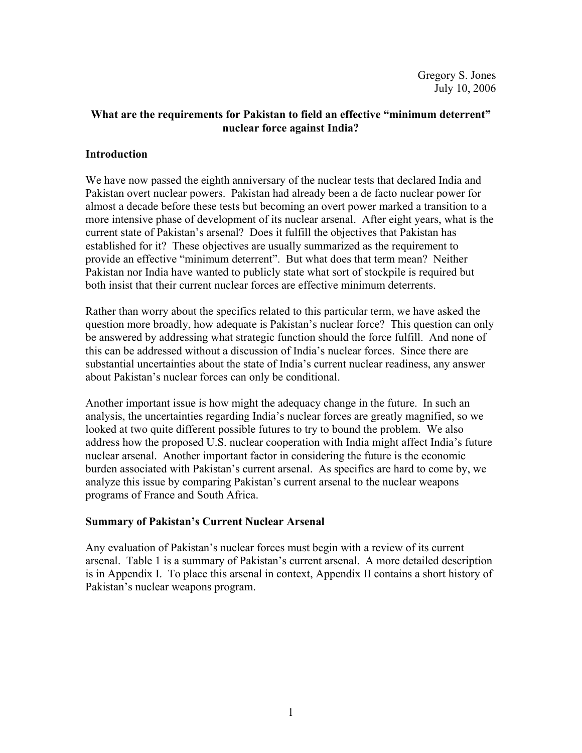Gregory S. Jones
July 10, 2006

# What are the requirements for Pakistan to field an effective "minimum deterrent" nuclear force against India?

## Introduction

We have now passed the eighth anniversary of the nuclear tests that declared India and Pakistan overt nuclear powers. Pakistan had already been a de facto nuclear power for almost a decade before these tests but becoming an overt power marked a transition to a more intensive phase of development of its nuclear arsenal. After eight years, what is the current state of Pakistan's arsenal? Does it fulfill the objectives that Pakistan has established for it? These objectives are usually summarized as the requirement to provide an effective "minimum deterrent". But what does that term mean? Neither Pakistan nor India have wanted to publicly state what sort of stockpile is required but both insist that their current nuclear forces are effective minimum deterrents.

Rather than worry about the specifics related to this particular term, we have asked the question more broadly, how adequate is Pakistan's nuclear force? This question can only be answered by addressing what strategic function should the force fulfill. And none of this can be addressed without a discussion of India's nuclear forces. Since there are substantial uncertainties about the state of India's current nuclear readiness, any answer about Pakistan's nuclear forces can only be conditional.

Another important issue is how might the adequacy change in the future. In such an analysis, the uncertainties regarding India's nuclear forces are greatly magnified, so we looked at two quite different possible futures to try to bound the problem. We also address how the proposed U.S. nuclear cooperation with India might affect India's future nuclear arsenal. Another important factor in considering the future is the economic burden associated with Pakistan's current arsenal. As specifics are hard to come by, we analyze this issue by comparing Pakistan's current arsenal to the nuclear weapons programs of France and South Africa.

## Summary of Pakistan's Current Nuclear Arsenal

Any evaluation of Pakistan's nuclear forces must begin with a review of its current arsenal. Table 1 is a summary of Pakistan's current arsenal. A more detailed description is in Appendix I. To place this arsenal in context, Appendix II contains a short history of Pakistan's nuclear weapons program.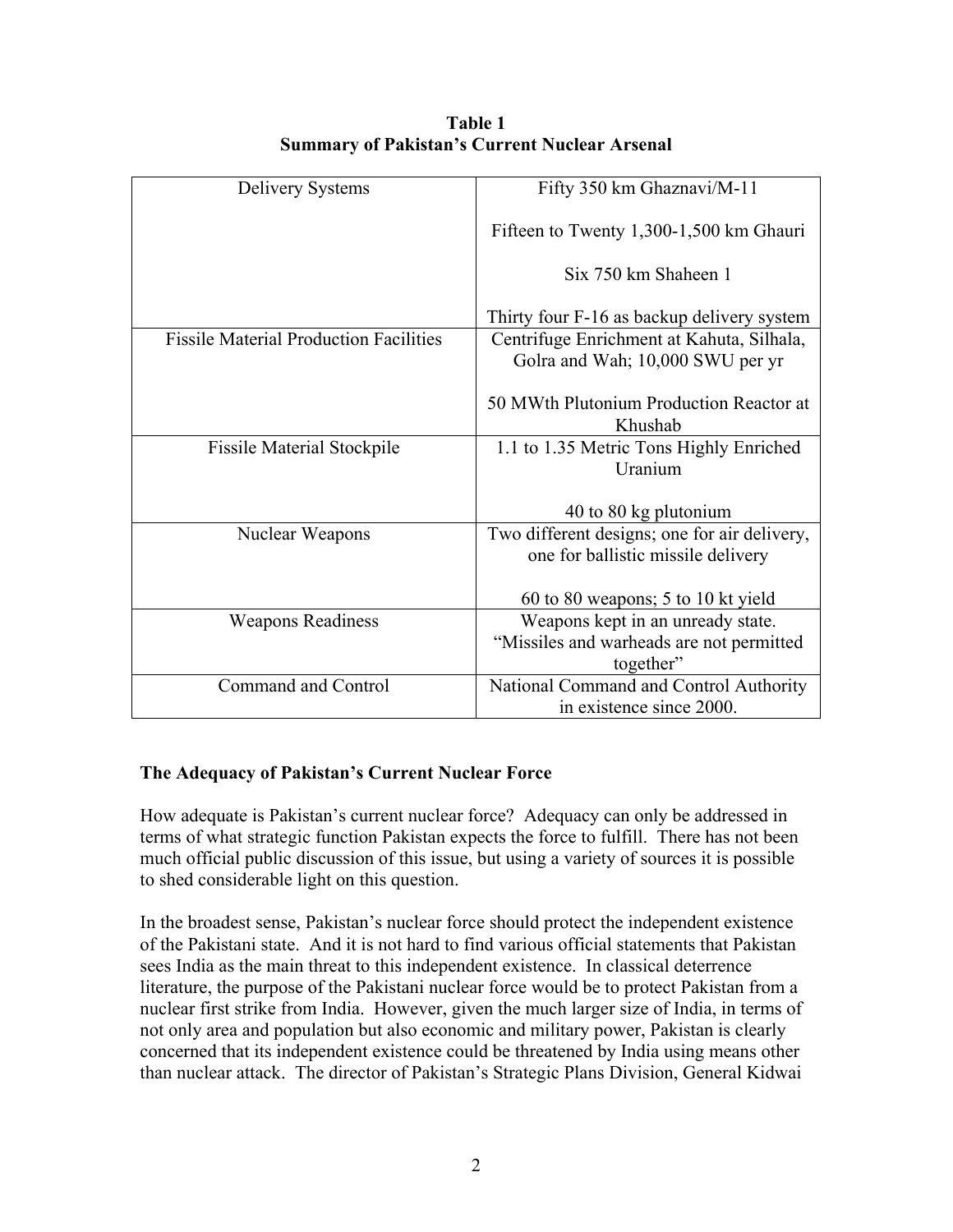**Table 1**
**Summary of Pakistan's Current Nuclear Arsenal**

| | |
|---|---|
| Delivery Systems | Fifty 350 km Ghaznavi/M-11<br><br>Fifteen to Twenty 1,300-1,500 km Ghauri<br><br>Six 750 km Shaheen 1<br><br>Thirty four F-16 as backup delivery system |
| Fissile Material Production Facilities | Centrifuge Enrichment at Kahuta, Silhala, Golra and Wah; 10,000 SWU per yr<br><br>50 MWth Plutonium Production Reactor at Khushab |
| Fissile Material Stockpile | 1.1 to 1.35 Metric Tons Highly Enriched Uranium<br><br>40 to 80 kg plutonium |
| Nuclear Weapons | Two different designs; one for air delivery, one for ballistic missile delivery<br><br>60 to 80 weapons; 5 to 10 kt yield |
| Weapons Readiness | Weapons kept in an unready state. "Missiles and warheads are not permitted together" |
| Command and Control | National Command and Control Authority in existence since 2000. |

## The Adequacy of Pakistan's Current Nuclear Force

How adequate is Pakistan's current nuclear force? Adequacy can only be addressed in terms of what strategic function Pakistan expects the force to fulfill. There has not been much official public discussion of this issue, but using a variety of sources it is possible to shed considerable light on this question.

In the broadest sense, Pakistan's nuclear force should protect the independent existence of the Pakistani state. And it is not hard to find various official statements that Pakistan sees India as the main threat to this independent existence. In classical deterrence literature, the purpose of the Pakistani nuclear force would be to protect Pakistan from a nuclear first strike from India. However, given the much larger size of India, in terms of not only area and population but also economic and military power, Pakistan is clearly concerned that its independent existence could be threatened by India using means other than nuclear attack. The director of Pakistan's Strategic Plans Division, General Kidwai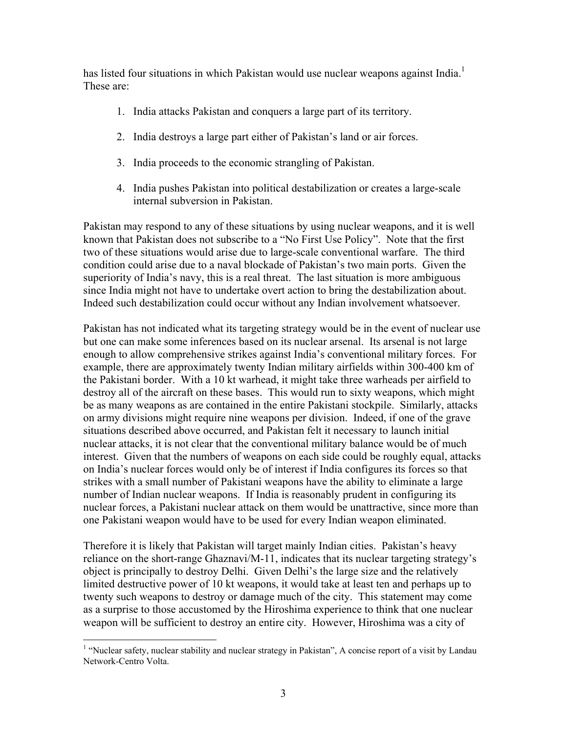has listed four situations in which Pakistan would use nuclear weapons against India.[1] These are:

1. India attacks Pakistan and conquers a large part of its territory.
2. India destroys a large part either of Pakistan's land or air forces.
3. India proceeds to the economic strangling of Pakistan.
4. India pushes Pakistan into political destabilization or creates a large-scale internal subversion in Pakistan.

Pakistan may respond to any of these situations by using nuclear weapons, and it is well known that Pakistan does not subscribe to a "No First Use Policy". Note that the first two of these situations would arise due to large-scale conventional warfare. The third condition could arise due to a naval blockade of Pakistan's two main ports. Given the superiority of India's navy, this is a real threat. The last situation is more ambiguous since India might not have to undertake overt action to bring the destabilization about. Indeed such destabilization could occur without any Indian involvement whatsoever.

Pakistan has not indicated what its targeting strategy would be in the event of nuclear use but one can make some inferences based on its nuclear arsenal. Its arsenal is not large enough to allow comprehensive strikes against India's conventional military forces. For example, there are approximately twenty Indian military airfields within 300-400 km of the Pakistani border. With a 10 kt warhead, it might take three warheads per airfield to destroy all of the aircraft on these bases. This would run to sixty weapons, which might be as many weapons as are contained in the entire Pakistani stockpile. Similarly, attacks on army divisions might require nine weapons per division. Indeed, if one of the grave situations described above occurred, and Pakistan felt it necessary to launch initial nuclear attacks, it is not clear that the conventional military balance would be of much interest. Given that the numbers of weapons on each side could be roughly equal, attacks on India's nuclear forces would only be of interest if India configures its forces so that strikes with a small number of Pakistani weapons have the ability to eliminate a large number of Indian nuclear weapons. If India is reasonably prudent in configuring its nuclear forces, a Pakistani nuclear attack on them would be unattractive, since more than one Pakistani weapon would have to be used for every Indian weapon eliminated.

Therefore it is likely that Pakistan will target mainly Indian cities. Pakistan's heavy reliance on the short-range Ghaznavi/M-11, indicates that its nuclear targeting strategy's object is principally to destroy Delhi. Given Delhi's the large size and the relatively limited destructive power of 10 kt weapons, it would take at least ten and perhaps up to twenty such weapons to destroy or damage much of the city. This statement may come as a surprise to those accustomed by the Hiroshima experience to think that one nuclear weapon will be sufficient to destroy an entire city. However, Hiroshima was a city of

---

[1] "Nuclear safety, nuclear stability and nuclear strategy in Pakistan", A concise report of a visit by Landau Network-Centro Volta.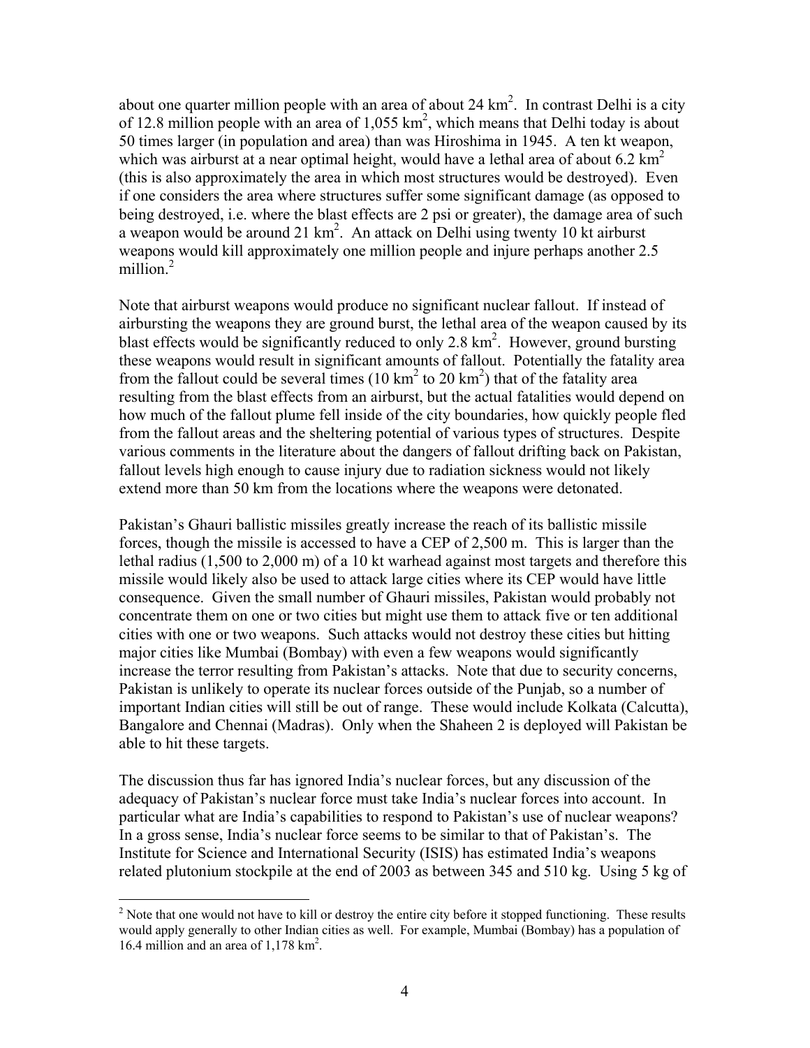about one quarter million people with an area of about 24 $km^2$. In contrast Delhi is a city of 12.8 million people with an area of 1,055 $km^2$, which means that Delhi today is about 50 times larger (in population and area) than was Hiroshima in 1945. A ten kt weapon, which was airburst at a near optimal height, would have a lethal area of about 6.2 $km^2$ (this is also approximately the area in which most structures would be destroyed). Even if one considers the area where structures suffer some significant damage (as opposed to being destroyed, i.e. where the blast effects are 2 psi or greater), the damage area of such a weapon would be around 21 $km^2$. An attack on Delhi using twenty 10 kt airburst weapons would kill approximately one million people and injure perhaps another 2.5 million.[2]

Note that airburst weapons would produce no significant nuclear fallout. If instead of airbursting the weapons they are ground burst, the lethal area of the weapon caused by its blast effects would be significantly reduced to only 2.8 $km^2$. However, ground bursting these weapons would result in significant amounts of fallout. Potentially the fatality area from the fallout could be several times (10 $km^2$ to 20 $km^2$) that of the fatality area resulting from the blast effects from an airburst, but the actual fatalities would depend on how much of the fallout plume fell inside of the city boundaries, how quickly people fled from the fallout areas and the sheltering potential of various types of structures. Despite various comments in the literature about the dangers of fallout drifting back on Pakistan, fallout levels high enough to cause injury due to radiation sickness would not likely extend more than 50 km from the locations where the weapons were detonated.

Pakistan's Ghauri ballistic missiles greatly increase the reach of its ballistic missile forces, though the missile is accessed to have a CEP of 2,500 m. This is larger than the lethal radius (1,500 to 2,000 m) of a 10 kt warhead against most targets and therefore this missile would likely also be used to attack large cities where its CEP would have little consequence. Given the small number of Ghauri missiles, Pakistan would probably not concentrate them on one or two cities but might use them to attack five or ten additional cities with one or two weapons. Such attacks would not destroy these cities but hitting major cities like Mumbai (Bombay) with even a few weapons would significantly increase the terror resulting from Pakistan's attacks. Note that due to security concerns, Pakistan is unlikely to operate its nuclear forces outside of the Punjab, so a number of important Indian cities will still be out of range. These would include Kolkata (Calcutta), Bangalore and Chennai (Madras). Only when the Shaheen 2 is deployed will Pakistan be able to hit these targets.

The discussion thus far has ignored India's nuclear forces, but any discussion of the adequacy of Pakistan's nuclear force must take India's nuclear forces into account. In particular what are India's capabilities to respond to Pakistan's use of nuclear weapons? In a gross sense, India's nuclear force seems to be similar to that of Pakistan's. The Institute for Science and International Security (ISIS) has estimated India's weapons related plutonium stockpile at the end of 2003 as between 345 and 510 kg. Using 5 kg of

---

[2] Note that one would not have to kill or destroy the entire city before it stopped functioning. These results would apply generally to other Indian cities as well. For example, Mumbai (Bombay) has a population of 16.4 million and an area of 1,178 $km^2$.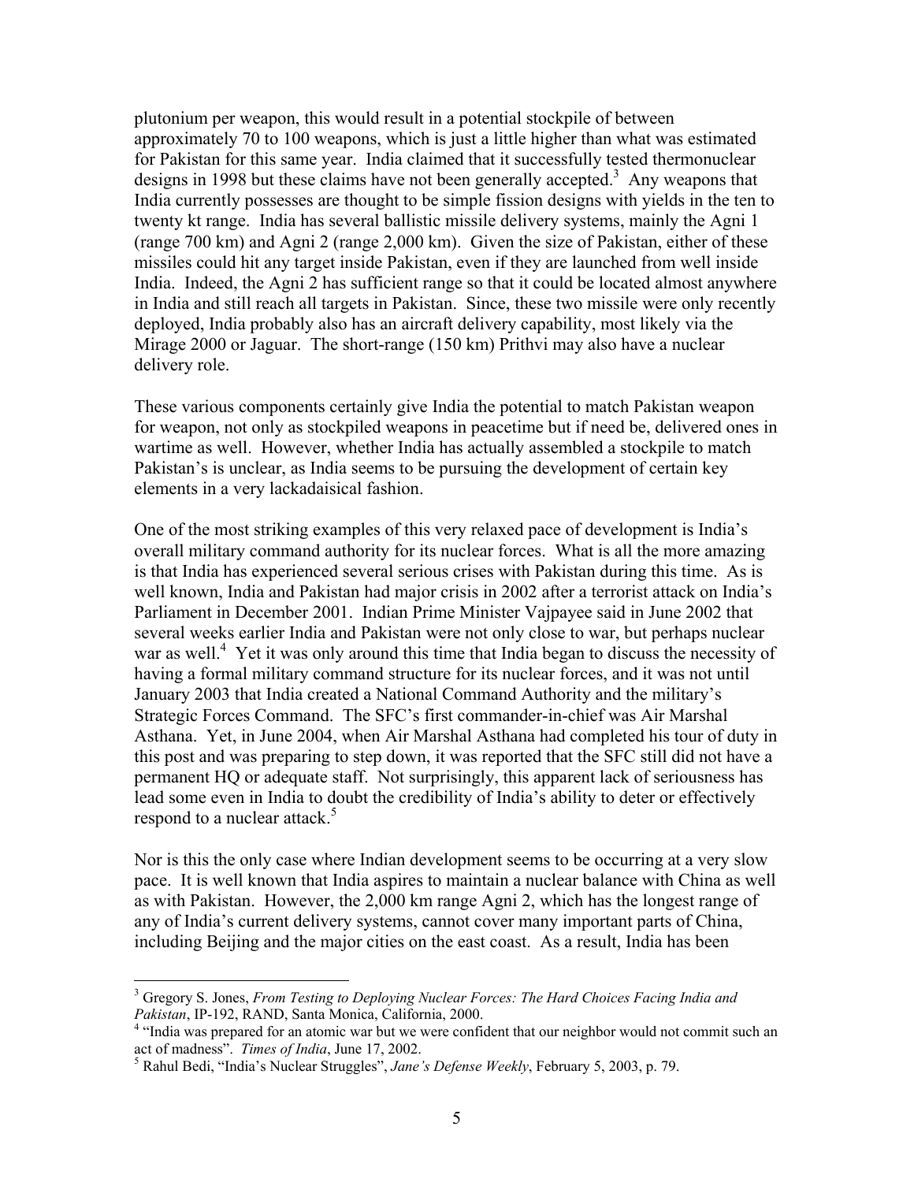plutonium per weapon, this would result in a potential stockpile of between approximately 70 to 100 weapons, which is just a little higher than what was estimated for Pakistan for this same year. India claimed that it successfully tested thermonuclear designs in 1998 but these claims have not been generally accepted.[3] Any weapons that India currently possesses are thought to be simple fission designs with yields in the ten to twenty kt range. India has several ballistic missile delivery systems, mainly the Agni 1 (range 700 km) and Agni 2 (range 2,000 km). Given the size of Pakistan, either of these missiles could hit any target inside Pakistan, even if they are launched from well inside India. Indeed, the Agni 2 has sufficient range so that it could be located almost anywhere in India and still reach all targets in Pakistan. Since, these two missile were only recently deployed, India probably also has an aircraft delivery capability, most likely via the Mirage 2000 or Jaguar. The short-range (150 km) Prithvi may also have a nuclear delivery role.

These various components certainly give India the potential to match Pakistan weapon for weapon, not only as stockpiled weapons in peacetime but if need be, delivered ones in wartime as well. However, whether India has actually assembled a stockpile to match Pakistan's is unclear, as India seems to be pursuing the development of certain key elements in a very lackadaisical fashion.

One of the most striking examples of this very relaxed pace of development is India's overall military command authority for its nuclear forces. What is all the more amazing is that India has experienced several serious crises with Pakistan during this time. As is well known, India and Pakistan had major crisis in 2002 after a terrorist attack on India's Parliament in December 2001. Indian Prime Minister Vajpayee said in June 2002 that several weeks earlier India and Pakistan were not only close to war, but perhaps nuclear war as well.[4] Yet it was only around this time that India began to discuss the necessity of having a formal military command structure for its nuclear forces, and it was not until January 2003 that India created a National Command Authority and the military's Strategic Forces Command. The SFC's first commander-in-chief was Air Marshal Asthana. Yet, in June 2004, when Air Marshal Asthana had completed his tour of duty in this post and was preparing to step down, it was reported that the SFC still did not have a permanent HQ or adequate staff. Not surprisingly, this apparent lack of seriousness has lead some even in India to doubt the credibility of India's ability to deter or effectively respond to a nuclear attack.[5]

Nor is this the only case where Indian development seems to be occurring at a very slow pace. It is well known that India aspires to maintain a nuclear balance with China as well as with Pakistan. However, the 2,000 km range Agni 2, which has the longest range of any of India's current delivery systems, cannot cover many important parts of China, including Beijing and the major cities on the east coast. As a result, India has been

---

[3] Gregory S. Jones, *From Testing to Deploying Nuclear Forces: The Hard Choices Facing India and Pakistan*, IP-192, RAND, Santa Monica, California, 2000.

[4] "India was prepared for an atomic war but we were confident that our neighbor would not commit such an act of madness". *Times of India*, June 17, 2002.

[5] Rahul Bedi, "India's Nuclear Struggles", *Jane's Defense Weekly*, February 5, 2003, p. 79.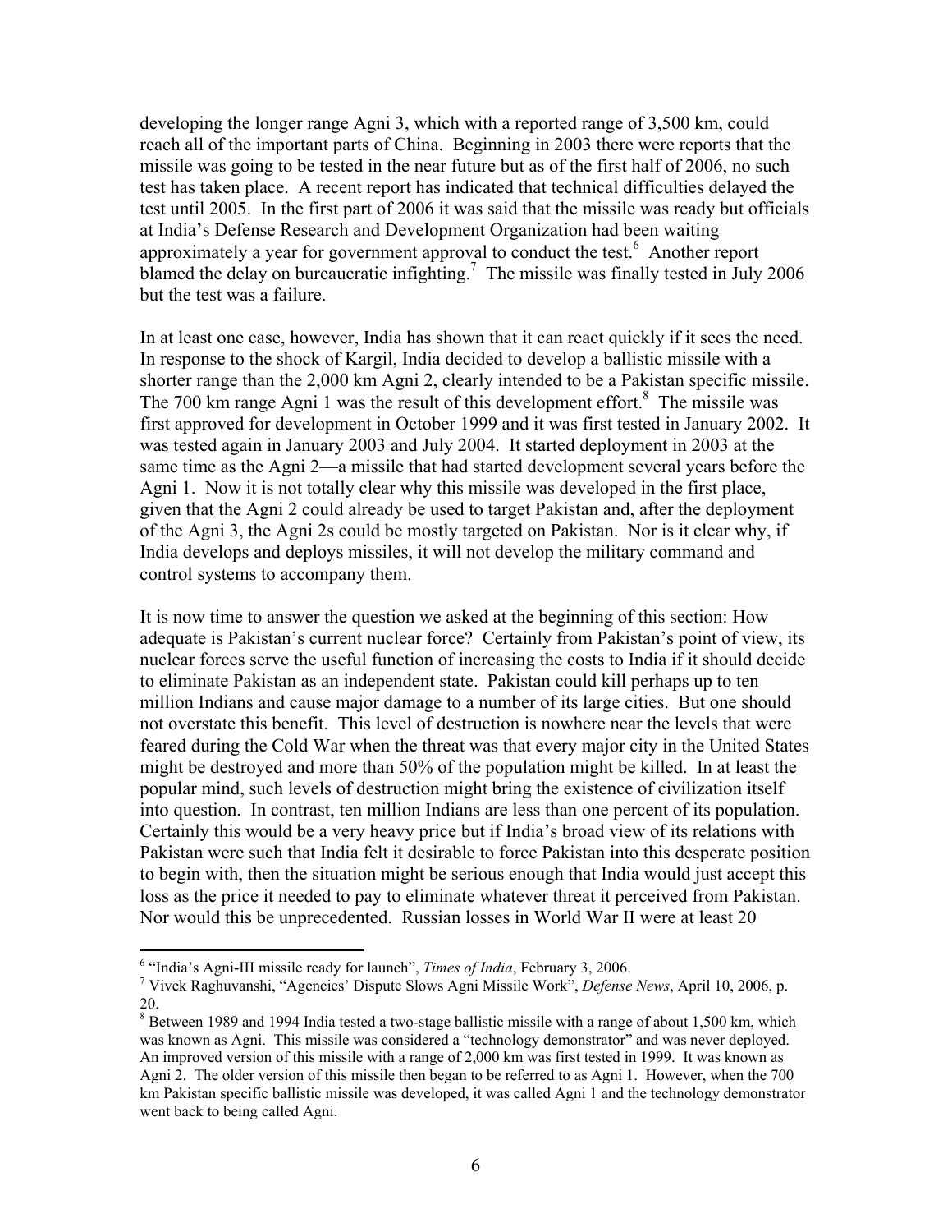developing the longer range Agni 3, which with a reported range of 3,500 km, could reach all of the important parts of China. Beginning in 2003 there were reports that the missile was going to be tested in the near future but as of the first half of 2006, no such test has taken place. A recent report has indicated that technical difficulties delayed the test until 2005. In the first part of 2006 it was said that the missile was ready but officials at India's Defense Research and Development Organization had been waiting approximately a year for government approval to conduct the test.[6] Another report blamed the delay on bureaucratic infighting.[7] The missile was finally tested in July 2006 but the test was a failure.

In at least one case, however, India has shown that it can react quickly if it sees the need. In response to the shock of Kargil, India decided to develop a ballistic missile with a shorter range than the 2,000 km Agni 2, clearly intended to be a Pakistan specific missile. The 700 km range Agni 1 was the result of this development effort.[8] The missile was first approved for development in October 1999 and it was first tested in January 2002. It was tested again in January 2003 and July 2004. It started deployment in 2003 at the same time as the Agni 2—a missile that had started development several years before the Agni 1. Now it is not totally clear why this missile was developed in the first place, given that the Agni 2 could already be used to target Pakistan and, after the deployment of the Agni 3, the Agni 2s could be mostly targeted on Pakistan. Nor is it clear why, if India develops and deploys missiles, it will not develop the military command and control systems to accompany them.

It is now time to answer the question we asked at the beginning of this section: How adequate is Pakistan's current nuclear force? Certainly from Pakistan's point of view, its nuclear forces serve the useful function of increasing the costs to India if it should decide to eliminate Pakistan as an independent state. Pakistan could kill perhaps up to ten million Indians and cause major damage to a number of its large cities. But one should not overstate this benefit. This level of destruction is nowhere near the levels that were feared during the Cold War when the threat was that every major city in the United States might be destroyed and more than 50% of the population might be killed. In at least the popular mind, such levels of destruction might bring the existence of civilization itself into question. In contrast, ten million Indians are less than one percent of its population. Certainly this would be a very heavy price but if India's broad view of its relations with Pakistan were such that India felt it desirable to force Pakistan into this desperate position to begin with, then the situation might be serious enough that India would just accept this loss as the price it needed to pay to eliminate whatever threat it perceived from Pakistan. Nor would this be unprecedented. Russian losses in World War II were at least 20

---

[6] "India's Agni-III missile ready for launch", *Times of India*, February 3, 2006.

[7] Vivek Raghuvanshi, "Agencies' Dispute Slows Agni Missile Work", *Defense News*, April 10, 2006, p. 20.

[8] Between 1989 and 1994 India tested a two-stage ballistic missile with a range of about 1,500 km, which was known as Agni. This missile was considered a "technology demonstrator" and was never deployed. An improved version of this missile with a range of 2,000 km was first tested in 1999. It was known as Agni 2. The older version of this missile then began to be referred to as Agni 1. However, when the 700 km Pakistan specific ballistic missile was developed, it was called Agni 1 and the technology demonstrator went back to being called Agni.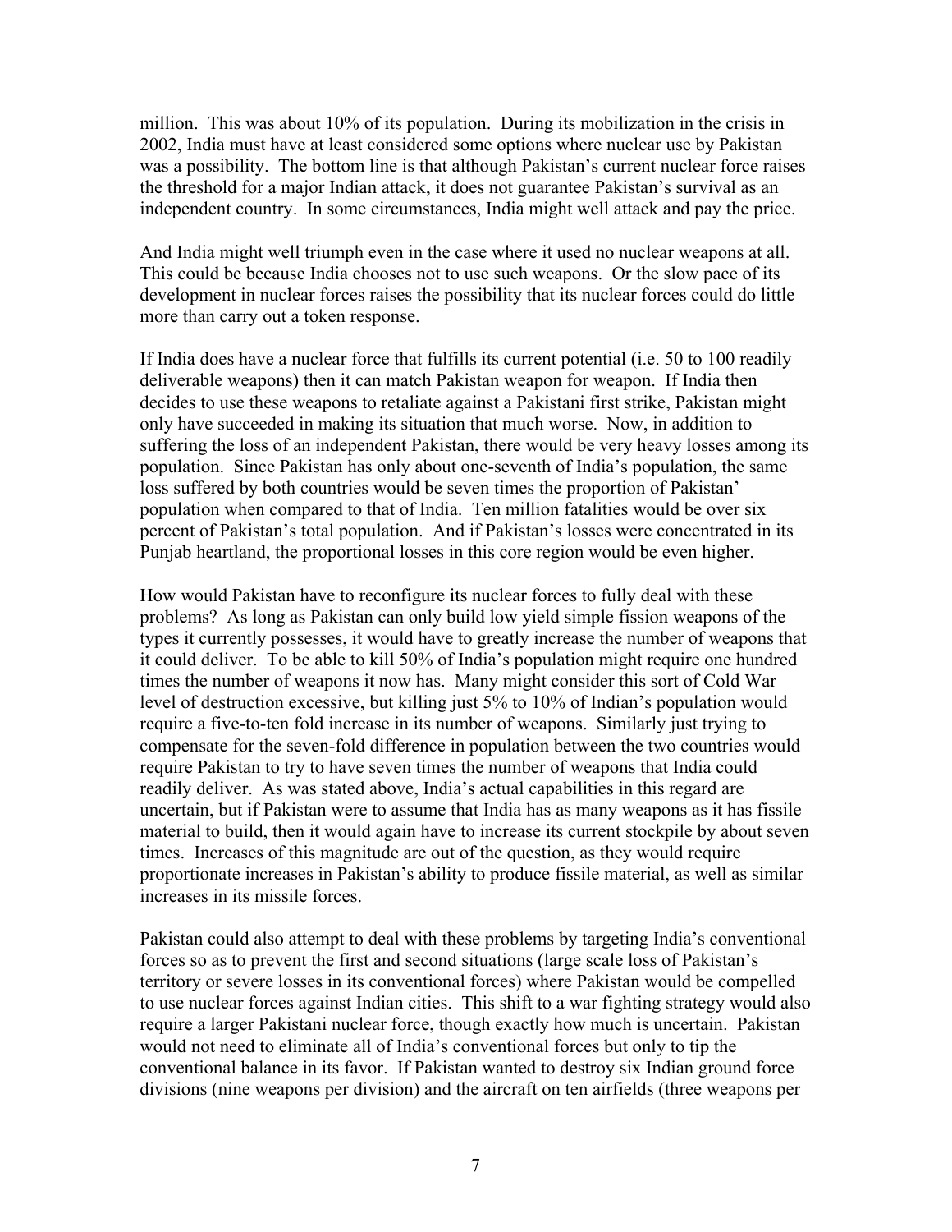million. This was about 10% of its population. During its mobilization in the crisis in 2002, India must have at least considered some options where nuclear use by Pakistan was a possibility. The bottom line is that although Pakistan's current nuclear force raises the threshold for a major Indian attack, it does not guarantee Pakistan's survival as an independent country. In some circumstances, India might well attack and pay the price.

And India might well triumph even in the case where it used no nuclear weapons at all. This could be because India chooses not to use such weapons. Or the slow pace of its development in nuclear forces raises the possibility that its nuclear forces could do little more than carry out a token response.

If India does have a nuclear force that fulfills its current potential (i.e. 50 to 100 readily deliverable weapons) then it can match Pakistan weapon for weapon. If India then decides to use these weapons to retaliate against a Pakistani first strike, Pakistan might only have succeeded in making its situation that much worse. Now, in addition to suffering the loss of an independent Pakistan, there would be very heavy losses among its population. Since Pakistan has only about one-seventh of India's population, the same loss suffered by both countries would be seven times the proportion of Pakistan' population when compared to that of India. Ten million fatalities would be over six percent of Pakistan's total population. And if Pakistan's losses were concentrated in its Punjab heartland, the proportional losses in this core region would be even higher.

How would Pakistan have to reconfigure its nuclear forces to fully deal with these problems? As long as Pakistan can only build low yield simple fission weapons of the types it currently possesses, it would have to greatly increase the number of weapons that it could deliver. To be able to kill 50% of India's population might require one hundred times the number of weapons it now has. Many might consider this sort of Cold War level of destruction excessive, but killing just 5% to 10% of Indian's population would require a five-to-ten fold increase in its number of weapons. Similarly just trying to compensate for the seven-fold difference in population between the two countries would require Pakistan to try to have seven times the number of weapons that India could readily deliver. As was stated above, India's actual capabilities in this regard are uncertain, but if Pakistan were to assume that India has as many weapons as it has fissile material to build, then it would again have to increase its current stockpile by about seven times. Increases of this magnitude are out of the question, as they would require proportionate increases in Pakistan's ability to produce fissile material, as well as similar increases in its missile forces.

Pakistan could also attempt to deal with these problems by targeting India's conventional forces so as to prevent the first and second situations (large scale loss of Pakistan's territory or severe losses in its conventional forces) where Pakistan would be compelled to use nuclear forces against Indian cities. This shift to a war fighting strategy would also require a larger Pakistani nuclear force, though exactly how much is uncertain. Pakistan would not need to eliminate all of India's conventional forces but only to tip the conventional balance in its favor. If Pakistan wanted to destroy six Indian ground force divisions (nine weapons per division) and the aircraft on ten airfields (three weapons per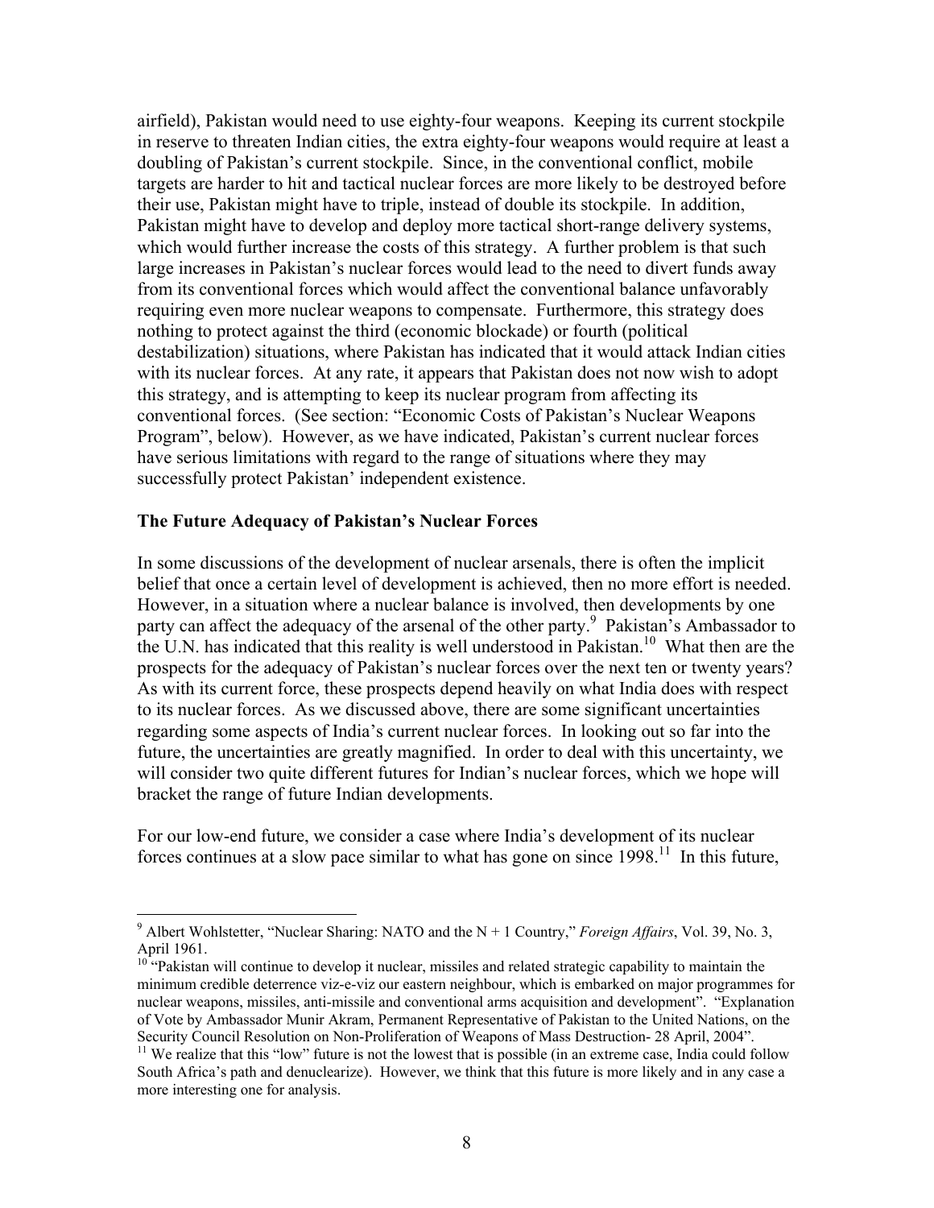airfield), Pakistan would need to use eighty-four weapons. Keeping its current stockpile in reserve to threaten Indian cities, the extra eighty-four weapons would require at least a doubling of Pakistan's current stockpile. Since, in the conventional conflict, mobile targets are harder to hit and tactical nuclear forces are more likely to be destroyed before their use, Pakistan might have to triple, instead of double its stockpile. In addition, Pakistan might have to develop and deploy more tactical short-range delivery systems, which would further increase the costs of this strategy. A further problem is that such large increases in Pakistan's nuclear forces would lead to the need to divert funds away from its conventional forces which would affect the conventional balance unfavorably requiring even more nuclear weapons to compensate. Furthermore, this strategy does nothing to protect against the third (economic blockade) or fourth (political destabilization) situations, where Pakistan has indicated that it would attack Indian cities with its nuclear forces. At any rate, it appears that Pakistan does not now wish to adopt this strategy, and is attempting to keep its nuclear program from affecting its conventional forces. (See section: "Economic Costs of Pakistan's Nuclear Weapons Program", below). However, as we have indicated, Pakistan's current nuclear forces have serious limitations with regard to the range of situations where they may successfully protect Pakistan' independent existence.

**The Future Adequacy of Pakistan's Nuclear Forces**

In some discussions of the development of nuclear arsenals, there is often the implicit belief that once a certain level of development is achieved, then no more effort is needed. However, in a situation where a nuclear balance is involved, then developments by one party can affect the adequacy of the arsenal of the other party.[9] Pakistan's Ambassador to the U.N. has indicated that this reality is well understood in Pakistan.[10] What then are the prospects for the adequacy of Pakistan's nuclear forces over the next ten or twenty years? As with its current force, these prospects depend heavily on what India does with respect to its nuclear forces. As we discussed above, there are some significant uncertainties regarding some aspects of India's current nuclear forces. In looking out so far into the future, the uncertainties are greatly magnified. In order to deal with this uncertainty, we will consider two quite different futures for Indian's nuclear forces, which we hope will bracket the range of future Indian developments.

For our low-end future, we consider a case where India's development of its nuclear forces continues at a slow pace similar to what has gone on since 1998.[11] In this future,

---

[9] Albert Wohlstetter, "Nuclear Sharing: NATO and the N + 1 Country," *Foreign Affairs*, Vol. 39, No. 3, April 1961.

[10] "Pakistan will continue to develop it nuclear, missiles and related strategic capability to maintain the minimum credible deterrence viz-e-viz our eastern neighbour, which is embarked on major programmes for nuclear weapons, missiles, anti-missile and conventional arms acquisition and development". "Explanation of Vote by Ambassador Munir Akram, Permanent Representative of Pakistan to the United Nations, on the Security Council Resolution on Non-Proliferation of Weapons of Mass Destruction- 28 April, 2004".

[11] We realize that this "low" future is not the lowest that is possible (in an extreme case, India could follow South Africa's path and denuclearize). However, we think that this future is more likely and in any case a more interesting one for analysis.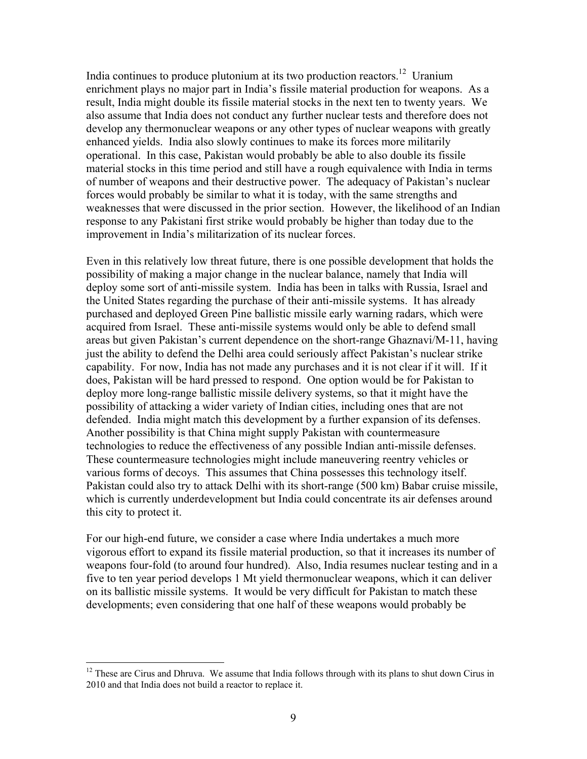India continues to produce plutonium at its two production reactors.[12] Uranium enrichment plays no major part in India's fissile material production for weapons. As a result, India might double its fissile material stocks in the next ten to twenty years. We also assume that India does not conduct any further nuclear tests and therefore does not develop any thermonuclear weapons or any other types of nuclear weapons with greatly enhanced yields. India also slowly continues to make its forces more militarily operational. In this case, Pakistan would probably be able to also double its fissile material stocks in this time period and still have a rough equivalence with India in terms of number of weapons and their destructive power. The adequacy of Pakistan's nuclear forces would probably be similar to what it is today, with the same strengths and weaknesses that were discussed in the prior section. However, the likelihood of an Indian response to any Pakistani first strike would probably be higher than today due to the improvement in India's militarization of its nuclear forces.

Even in this relatively low threat future, there is one possible development that holds the possibility of making a major change in the nuclear balance, namely that India will deploy some sort of anti-missile system. India has been in talks with Russia, Israel and the United States regarding the purchase of their anti-missile systems. It has already purchased and deployed Green Pine ballistic missile early warning radars, which were acquired from Israel. These anti-missile systems would only be able to defend small areas but given Pakistan's current dependence on the short-range Ghaznavi/M-11, having just the ability to defend the Delhi area could seriously affect Pakistan's nuclear strike capability. For now, India has not made any purchases and it is not clear if it will. If it does, Pakistan will be hard pressed to respond. One option would be for Pakistan to deploy more long-range ballistic missile delivery systems, so that it might have the possibility of attacking a wider variety of Indian cities, including ones that are not defended. India might match this development by a further expansion of its defenses. Another possibility is that China might supply Pakistan with countermeasure technologies to reduce the effectiveness of any possible Indian anti-missile defenses. These countermeasure technologies might include maneuvering reentry vehicles or various forms of decoys. This assumes that China possesses this technology itself. Pakistan could also try to attack Delhi with its short-range (500 km) Babar cruise missile, which is currently underdevelopment but India could concentrate its air defenses around this city to protect it.

For our high-end future, we consider a case where India undertakes a much more vigorous effort to expand its fissile material production, so that it increases its number of weapons four-fold (to around four hundred). Also, India resumes nuclear testing and in a five to ten year period develops 1 Mt yield thermonuclear weapons, which it can deliver on its ballistic missile systems. It would be very difficult for Pakistan to match these developments; even considering that one half of these weapons would probably be

[12] These are Cirus and Dhruva. We assume that India follows through with its plans to shut down Cirus in 2010 and that India does not build a reactor to replace it.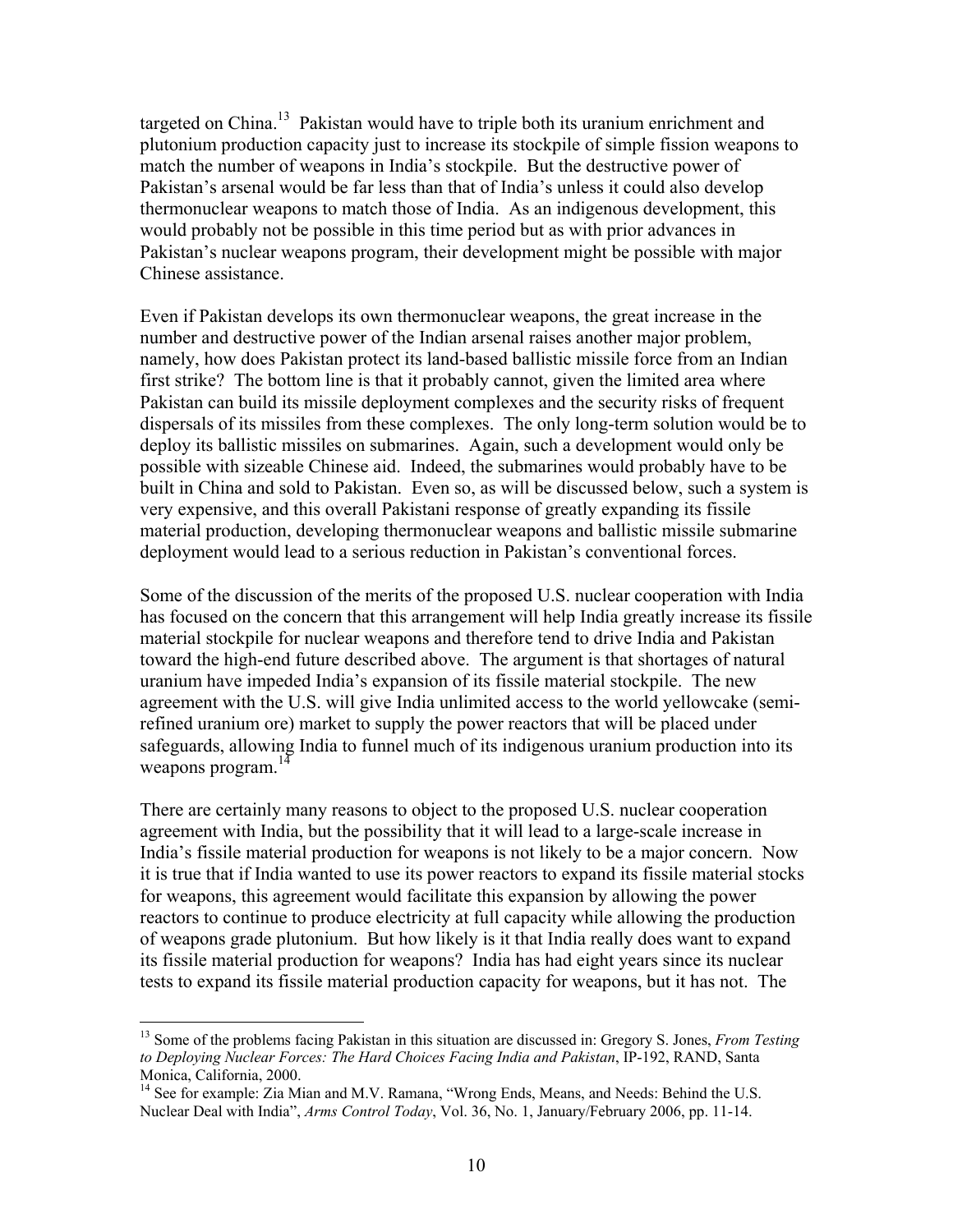targeted on China.[13] Pakistan would have to triple both its uranium enrichment and plutonium production capacity just to increase its stockpile of simple fission weapons to match the number of weapons in India's stockpile. But the destructive power of Pakistan's arsenal would be far less than that of India's unless it could also develop thermonuclear weapons to match those of India. As an indigenous development, this would probably not be possible in this time period but as with prior advances in Pakistan's nuclear weapons program, their development might be possible with major Chinese assistance.

Even if Pakistan develops its own thermonuclear weapons, the great increase in the number and destructive power of the Indian arsenal raises another major problem, namely, how does Pakistan protect its land-based ballistic missile force from an Indian first strike? The bottom line is that it probably cannot, given the limited area where Pakistan can build its missile deployment complexes and the security risks of frequent dispersals of its missiles from these complexes. The only long-term solution would be to deploy its ballistic missiles on submarines. Again, such a development would only be possible with sizeable Chinese aid. Indeed, the submarines would probably have to be built in China and sold to Pakistan. Even so, as will be discussed below, such a system is very expensive, and this overall Pakistani response of greatly expanding its fissile material production, developing thermonuclear weapons and ballistic missile submarine deployment would lead to a serious reduction in Pakistan's conventional forces.

Some of the discussion of the merits of the proposed U.S. nuclear cooperation with India has focused on the concern that this arrangement will help India greatly increase its fissile material stockpile for nuclear weapons and therefore tend to drive India and Pakistan toward the high-end future described above. The argument is that shortages of natural uranium have impeded India's expansion of its fissile material stockpile. The new agreement with the U.S. will give India unlimited access to the world yellowcake (semi-refined uranium ore) market to supply the power reactors that will be placed under safeguards, allowing India to funnel much of its indigenous uranium production into its weapons program.[14]

There are certainly many reasons to object to the proposed U.S. nuclear cooperation agreement with India, but the possibility that it will lead to a large-scale increase in India's fissile material production for weapons is not likely to be a major concern. Now it is true that if India wanted to use its power reactors to expand its fissile material stocks for weapons, this agreement would facilitate this expansion by allowing the power reactors to continue to produce electricity at full capacity while allowing the production of weapons grade plutonium. But how likely is it that India really does want to expand its fissile material production for weapons? India has had eight years since its nuclear tests to expand its fissile material production capacity for weapons, but it has not. The

---

[13] Some of the problems facing Pakistan in this situation are discussed in: Gregory S. Jones, *From Testing to Deploying Nuclear Forces: The Hard Choices Facing India and Pakistan*, IP-192, RAND, Santa Monica, California, 2000.

[14] See for example: Zia Mian and M.V. Ramana, "Wrong Ends, Means, and Needs: Behind the U.S. Nuclear Deal with India", *Arms Control Today*, Vol. 36, No. 1, January/February 2006, pp. 11-14.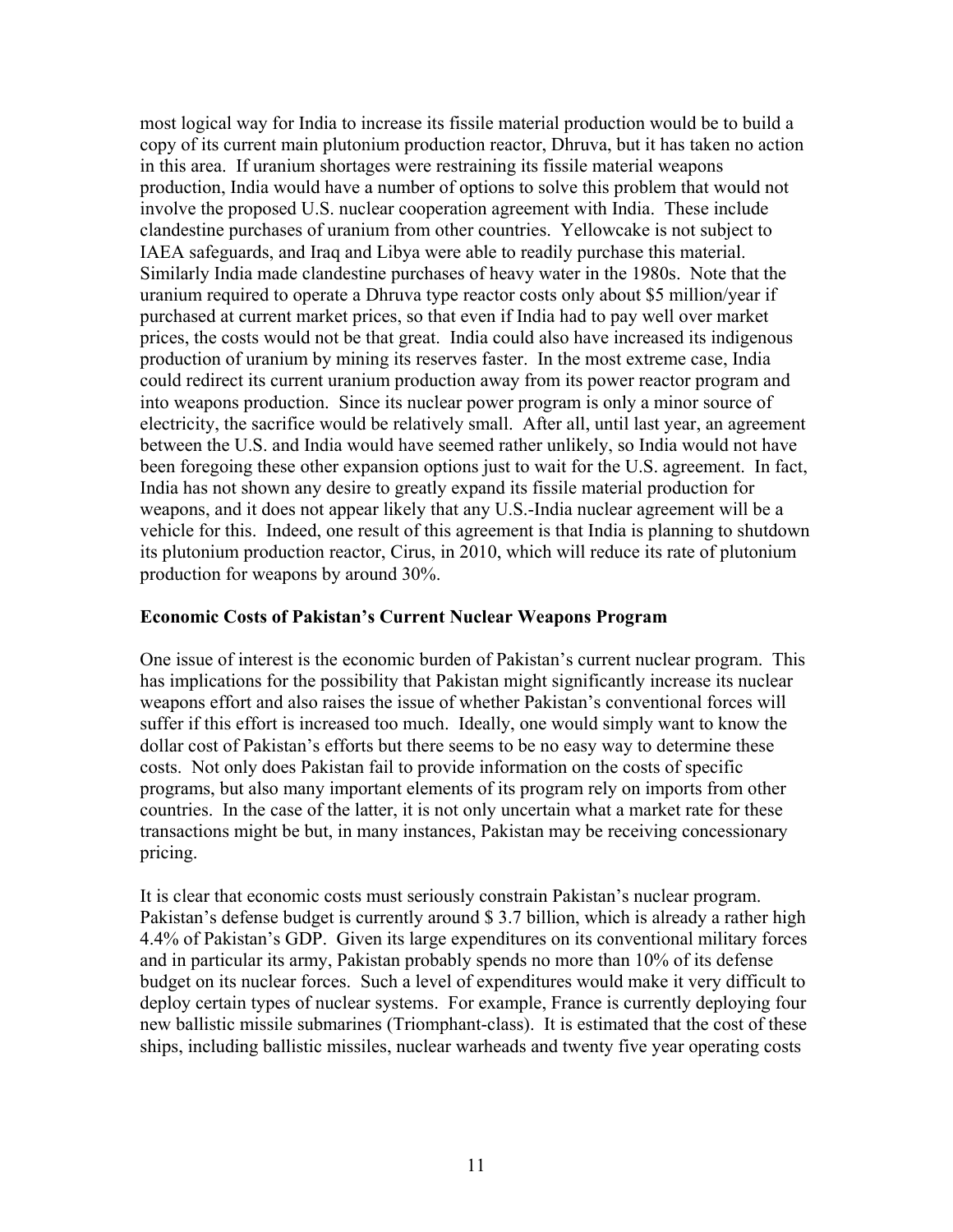most logical way for India to increase its fissile material production would be to build a copy of its current main plutonium production reactor, Dhruva, but it has taken no action in this area. If uranium shortages were restraining its fissile material weapons production, India would have a number of options to solve this problem that would not involve the proposed U.S. nuclear cooperation agreement with India. These include clandestine purchases of uranium from other countries. Yellowcake is not subject to IAEA safeguards, and Iraq and Libya were able to readily purchase this material. Similarly India made clandestine purchases of heavy water in the 1980s. Note that the uranium required to operate a Dhruva type reactor costs only about $5 million/year if purchased at current market prices, so that even if India had to pay well over market prices, the costs would not be that great. India could also have increased its indigenous production of uranium by mining its reserves faster. In the most extreme case, India could redirect its current uranium production away from its power reactor program and into weapons production. Since its nuclear power program is only a minor source of electricity, the sacrifice would be relatively small. After all, until last year, an agreement between the U.S. and India would have seemed rather unlikely, so India would not have been foregoing these other expansion options just to wait for the U.S. agreement. In fact, India has not shown any desire to greatly expand its fissile material production for weapons, and it does not appear likely that any U.S.-India nuclear agreement will be a vehicle for this. Indeed, one result of this agreement is that India is planning to shutdown its plutonium production reactor, Cirus, in 2010, which will reduce its rate of plutonium production for weapons by around 30%.

**Economic Costs of Pakistan's Current Nuclear Weapons Program**

One issue of interest is the economic burden of Pakistan's current nuclear program. This has implications for the possibility that Pakistan might significantly increase its nuclear weapons effort and also raises the issue of whether Pakistan's conventional forces will suffer if this effort is increased too much. Ideally, one would simply want to know the dollar cost of Pakistan's efforts but there seems to be no easy way to determine these costs. Not only does Pakistan fail to provide information on the costs of specific programs, but also many important elements of its program rely on imports from other countries. In the case of the latter, it is not only uncertain what a market rate for these transactions might be but, in many instances, Pakistan may be receiving concessionary pricing.

It is clear that economic costs must seriously constrain Pakistan's nuclear program. Pakistan's defense budget is currently around $ 3.7 billion, which is already a rather high 4.4% of Pakistan's GDP. Given its large expenditures on its conventional military forces and in particular its army, Pakistan probably spends no more than 10% of its defense budget on its nuclear forces. Such a level of expenditures would make it very difficult to deploy certain types of nuclear systems. For example, France is currently deploying four new ballistic missile submarines (Triomphant-class). It is estimated that the cost of these ships, including ballistic missiles, nuclear warheads and twenty five year operating costs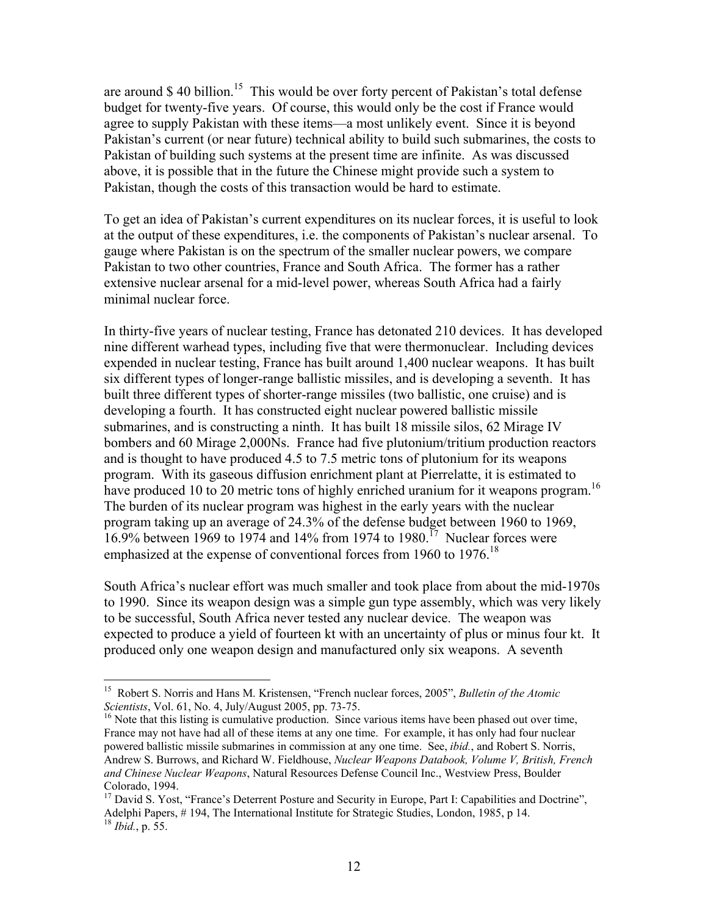are around $ 40 billion.[15] This would be over forty percent of Pakistan's total defense budget for twenty-five years. Of course, this would only be the cost if France would agree to supply Pakistan with these items—a most unlikely event. Since it is beyond Pakistan's current (or near future) technical ability to build such submarines, the costs to Pakistan of building such systems at the present time are infinite. As was discussed above, it is possible that in the future the Chinese might provide such a system to Pakistan, though the costs of this transaction would be hard to estimate.

To get an idea of Pakistan's current expenditures on its nuclear forces, it is useful to look at the output of these expenditures, i.e. the components of Pakistan's nuclear arsenal. To gauge where Pakistan is on the spectrum of the smaller nuclear powers, we compare Pakistan to two other countries, France and South Africa. The former has a rather extensive nuclear arsenal for a mid-level power, whereas South Africa had a fairly minimal nuclear force.

In thirty-five years of nuclear testing, France has detonated 210 devices. It has developed nine different warhead types, including five that were thermonuclear. Including devices expended in nuclear testing, France has built around 1,400 nuclear weapons. It has built six different types of longer-range ballistic missiles, and is developing a seventh. It has built three different types of shorter-range missiles (two ballistic, one cruise) and is developing a fourth. It has constructed eight nuclear powered ballistic missile submarines, and is constructing a ninth. It has built 18 missile silos, 62 Mirage IV bombers and 60 Mirage 2,000Ns. France had five plutonium/tritium production reactors and is thought to have produced 4.5 to 7.5 metric tons of plutonium for its weapons program. With its gaseous diffusion enrichment plant at Pierrelatte, it is estimated to have produced 10 to 20 metric tons of highly enriched uranium for it weapons program.[16] The burden of its nuclear program was highest in the early years with the nuclear program taking up an average of 24.3% of the defense budget between 1960 to 1969, 16.9% between 1969 to 1974 and 14% from 1974 to 1980.[17] Nuclear forces were emphasized at the expense of conventional forces from 1960 to 1976.[18]

South Africa's nuclear effort was much smaller and took place from about the mid-1970s to 1990. Since its weapon design was a simple gun type assembly, which was very likely to be successful, South Africa never tested any nuclear device. The weapon was expected to produce a yield of fourteen kt with an uncertainty of plus or minus four kt. It produced only one weapon design and manufactured only six weapons. A seventh

---

[15] Robert S. Norris and Hans M. Kristensen, "French nuclear forces, 2005", *Bulletin of the Atomic Scientists*, Vol. 61, No. 4, July/August 2005, pp. 73-75.

[16] Note that this listing is cumulative production. Since various items have been phased out over time, France may not have had all of these items at any one time. For example, it has only had four nuclear powered ballistic missile submarines in commission at any one time. See, *ibid.*, and Robert S. Norris, Andrew S. Burrows, and Richard W. Fieldhouse, *Nuclear Weapons Databook, Volume V, British, French and Chinese Nuclear Weapons*, Natural Resources Defense Council Inc., Westview Press, Boulder Colorado, 1994.

[17] David S. Yost, "France's Deterrent Posture and Security in Europe, Part I: Capabilities and Doctrine", Adelphi Papers, # 194, The International Institute for Strategic Studies, London, 1985, p 14.

[18] *Ibid.*, p. 55.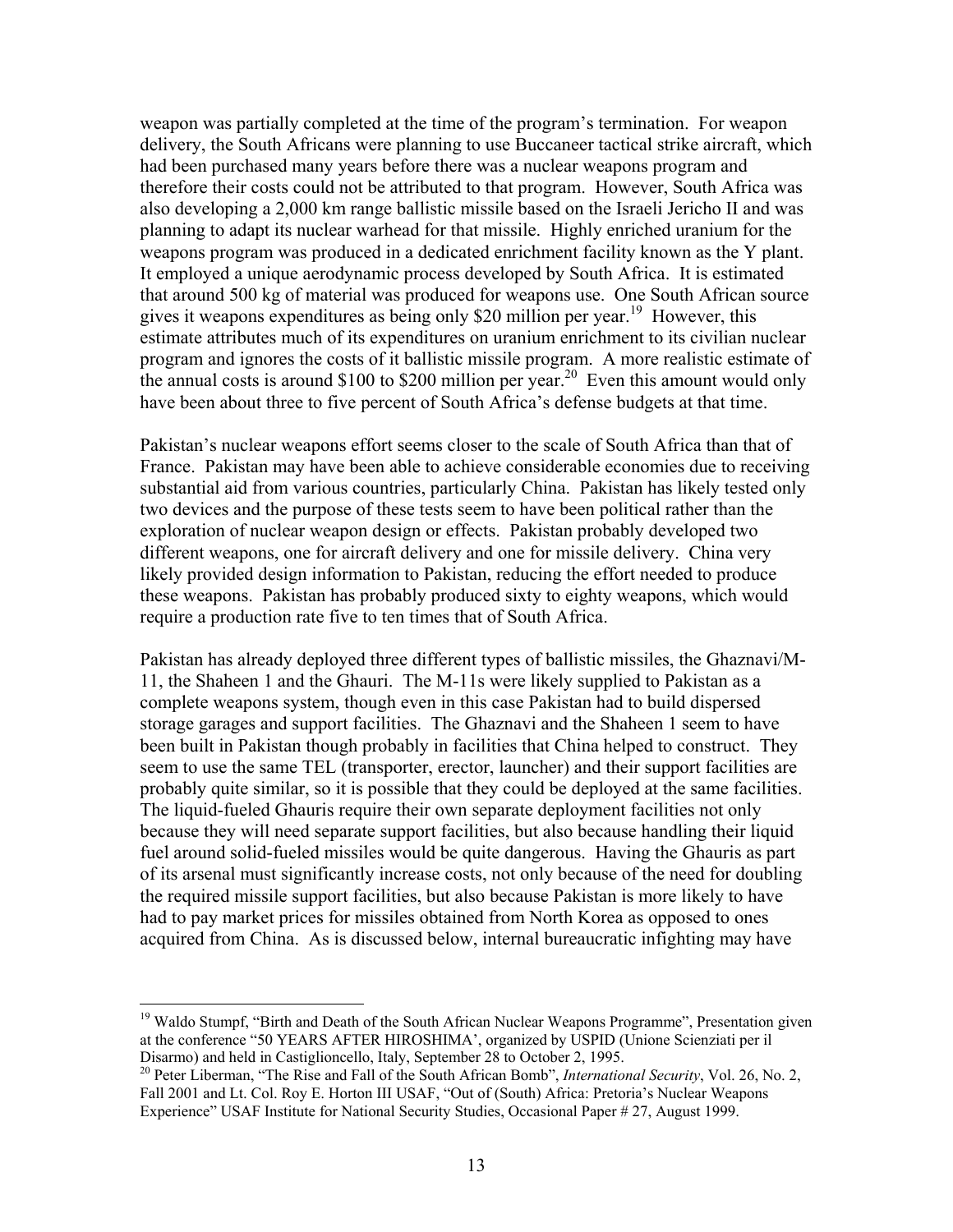weapon was partially completed at the time of the program's termination. For weapon delivery, the South Africans were planning to use Buccaneer tactical strike aircraft, which had been purchased many years before there was a nuclear weapons program and therefore their costs could not be attributed to that program. However, South Africa was also developing a 2,000 km range ballistic missile based on the Israeli Jericho II and was planning to adapt its nuclear warhead for that missile. Highly enriched uranium for the weapons program was produced in a dedicated enrichment facility known as the Y plant. It employed a unique aerodynamic process developed by South Africa. It is estimated that around 500 kg of material was produced for weapons use. One South African source gives it weapons expenditures as being only $20 million per year.[19] However, this estimate attributes much of its expenditures on uranium enrichment to its civilian nuclear program and ignores the costs of it ballistic missile program. A more realistic estimate of the annual costs is around $100 to $200 million per year.[20] Even this amount would only have been about three to five percent of South Africa's defense budgets at that time.

Pakistan's nuclear weapons effort seems closer to the scale of South Africa than that of France. Pakistan may have been able to achieve considerable economies due to receiving substantial aid from various countries, particularly China. Pakistan has likely tested only two devices and the purpose of these tests seem to have been political rather than the exploration of nuclear weapon design or effects. Pakistan probably developed two different weapons, one for aircraft delivery and one for missile delivery. China very likely provided design information to Pakistan, reducing the effort needed to produce these weapons. Pakistan has probably produced sixty to eighty weapons, which would require a production rate five to ten times that of South Africa.

Pakistan has already deployed three different types of ballistic missiles, the Ghaznavi/M-11, the Shaheen 1 and the Ghauri. The M-11s were likely supplied to Pakistan as a complete weapons system, though even in this case Pakistan had to build dispersed storage garages and support facilities. The Ghaznavi and the Shaheen 1 seem to have been built in Pakistan though probably in facilities that China helped to construct. They seem to use the same TEL (transporter, erector, launcher) and their support facilities are probably quite similar, so it is possible that they could be deployed at the same facilities. The liquid-fueled Ghauris require their own separate deployment facilities not only because they will need separate support facilities, but also because handling their liquid fuel around solid-fueled missiles would be quite dangerous. Having the Ghauris as part of its arsenal must significantly increase costs, not only because of the need for doubling the required missile support facilities, but also because Pakistan is more likely to have had to pay market prices for missiles obtained from North Korea as opposed to ones acquired from China. As is discussed below, internal bureaucratic infighting may have

---

[19] Waldo Stumpf, "Birth and Death of the South African Nuclear Weapons Programme", Presentation given at the conference "50 YEARS AFTER HIROSHIMA', organized by USPID (Unione Scienziati per il Disarmo) and held in Castiglioncello, Italy, September 28 to October 2, 1995.

[20] Peter Liberman, "The Rise and Fall of the South African Bomb", *International Security*, Vol. 26, No. 2, Fall 2001 and Lt. Col. Roy E. Horton III USAF, "Out of (South) Africa: Pretoria's Nuclear Weapons Experience" USAF Institute for National Security Studies, Occasional Paper # 27, August 1999.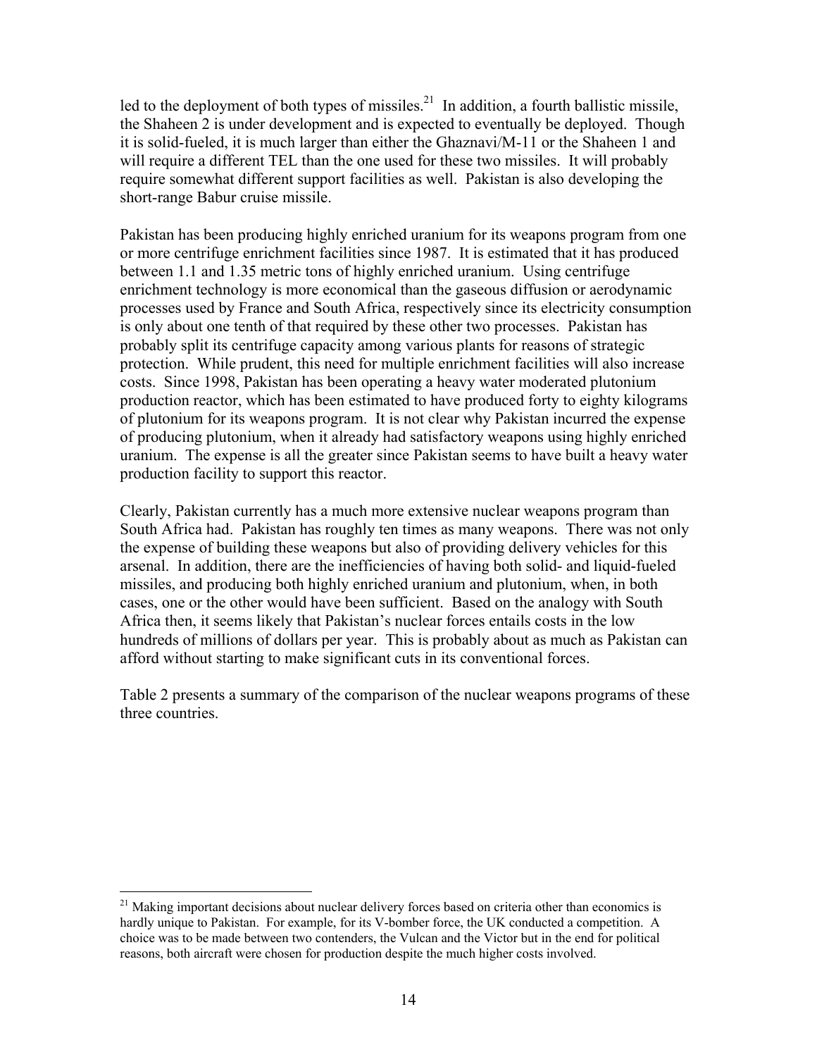led to the deployment of both types of missiles.[21] In addition, a fourth ballistic missile, the Shaheen 2 is under development and is expected to eventually be deployed. Though it is solid-fueled, it is much larger than either the Ghaznavi/M-11 or the Shaheen 1 and will require a different TEL than the one used for these two missiles. It will probably require somewhat different support facilities as well. Pakistan is also developing the short-range Babur cruise missile.

Pakistan has been producing highly enriched uranium for its weapons program from one or more centrifuge enrichment facilities since 1987. It is estimated that it has produced between 1.1 and 1.35 metric tons of highly enriched uranium. Using centrifuge enrichment technology is more economical than the gaseous diffusion or aerodynamic processes used by France and South Africa, respectively since its electricity consumption is only about one tenth of that required by these other two processes. Pakistan has probably split its centrifuge capacity among various plants for reasons of strategic protection. While prudent, this need for multiple enrichment facilities will also increase costs. Since 1998, Pakistan has been operating a heavy water moderated plutonium production reactor, which has been estimated to have produced forty to eighty kilograms of plutonium for its weapons program. It is not clear why Pakistan incurred the expense of producing plutonium, when it already had satisfactory weapons using highly enriched uranium. The expense is all the greater since Pakistan seems to have built a heavy water production facility to support this reactor.

Clearly, Pakistan currently has a much more extensive nuclear weapons program than South Africa had. Pakistan has roughly ten times as many weapons. There was not only the expense of building these weapons but also of providing delivery vehicles for this arsenal. In addition, there are the inefficiencies of having both solid- and liquid-fueled missiles, and producing both highly enriched uranium and plutonium, when, in both cases, one or the other would have been sufficient. Based on the analogy with South Africa then, it seems likely that Pakistan's nuclear forces entails costs in the low hundreds of millions of dollars per year. This is probably about as much as Pakistan can afford without starting to make significant cuts in its conventional forces.

Table 2 presents a summary of the comparison of the nuclear weapons programs of these three countries.

---

[21] Making important decisions about nuclear delivery forces based on criteria other than economics is hardly unique to Pakistan. For example, for its V-bomber force, the UK conducted a competition. A choice was to be made between two contenders, the Vulcan and the Victor but in the end for political reasons, both aircraft were chosen for production despite the much higher costs involved.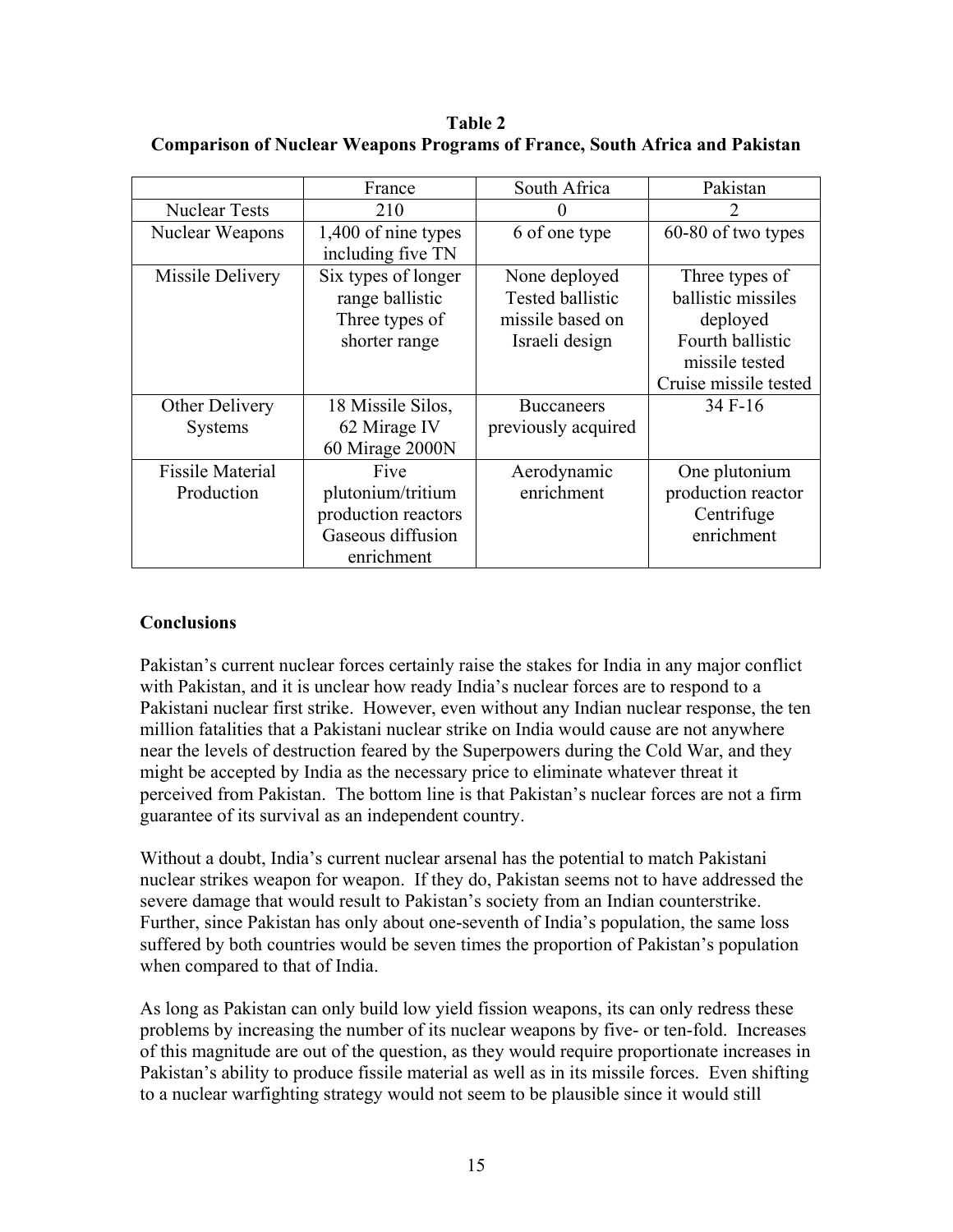**Table 2**
**Comparison of Nuclear Weapons Programs of France, South Africa and Pakistan**

| | France | South Africa | Pakistan |
|---|---|---|---|
| Nuclear Tests | 210 | 0 | 2 |
| Nuclear Weapons | 1,400 of nine types including five TN | 6 of one type | 60-80 of two types |
| Missile Delivery | Six types of longer range ballistic Three types of shorter range | None deployed Tested ballistic missile based on Israeli design | Three types of ballistic missiles deployed Fourth ballistic missile tested Cruise missile tested |
| Other Delivery Systems | 18 Missile Silos, 62 Mirage IV 60 Mirage 2000N | Buccaneers previously acquired | 34 F-16 |
| Fissile Material Production | Five plutonium/tritium production reactors Gaseous diffusion enrichment | Aerodynamic enrichment | One plutonium production reactor Centrifuge enrichment |

**Conclusions**

Pakistan's current nuclear forces certainly raise the stakes for India in any major conflict with Pakistan, and it is unclear how ready India's nuclear forces are to respond to a Pakistani nuclear first strike. However, even without any Indian nuclear response, the ten million fatalities that a Pakistani nuclear strike on India would cause are not anywhere near the levels of destruction feared by the Superpowers during the Cold War, and they might be accepted by India as the necessary price to eliminate whatever threat it perceived from Pakistan. The bottom line is that Pakistan's nuclear forces are not a firm guarantee of its survival as an independent country.

Without a doubt, India's current nuclear arsenal has the potential to match Pakistani nuclear strikes weapon for weapon. If they do, Pakistan seems not to have addressed the severe damage that would result to Pakistan's society from an Indian counterstrike. Further, since Pakistan has only about one-seventh of India's population, the same loss suffered by both countries would be seven times the proportion of Pakistan's population when compared to that of India.

As long as Pakistan can only build low yield fission weapons, its can only redress these problems by increasing the number of its nuclear weapons by five- or ten-fold. Increases of this magnitude are out of the question, as they would require proportionate increases in Pakistan's ability to produce fissile material as well as in its missile forces. Even shifting to a nuclear warfighting strategy would not seem to be plausible since it would still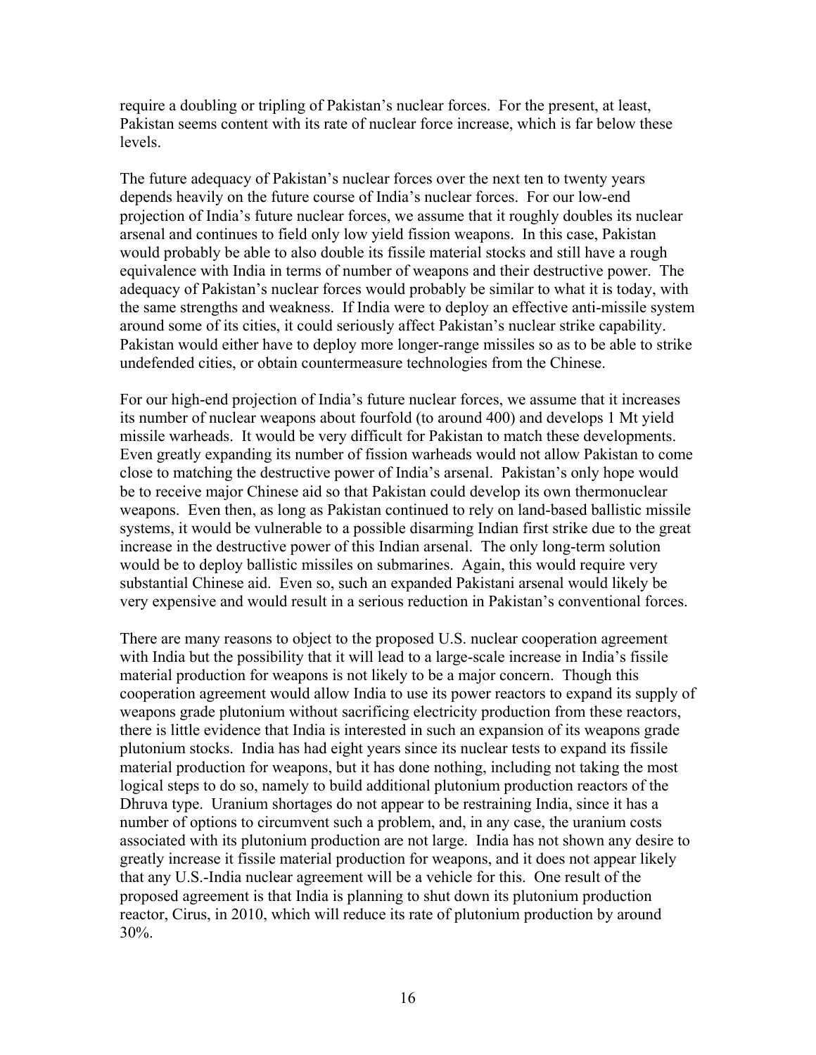require a doubling or tripling of Pakistan's nuclear forces. For the present, at least, Pakistan seems content with its rate of nuclear force increase, which is far below these levels.

The future adequacy of Pakistan's nuclear forces over the next ten to twenty years depends heavily on the future course of India's nuclear forces. For our low-end projection of India's future nuclear forces, we assume that it roughly doubles its nuclear arsenal and continues to field only low yield fission weapons. In this case, Pakistan would probably be able to also double its fissile material stocks and still have a rough equivalence with India in terms of number of weapons and their destructive power. The adequacy of Pakistan's nuclear forces would probably be similar to what it is today, with the same strengths and weakness. If India were to deploy an effective anti-missile system around some of its cities, it could seriously affect Pakistan's nuclear strike capability. Pakistan would either have to deploy more longer-range missiles so as to be able to strike undefended cities, or obtain countermeasure technologies from the Chinese.

For our high-end projection of India's future nuclear forces, we assume that it increases its number of nuclear weapons about fourfold (to around 400) and develops 1 Mt yield missile warheads. It would be very difficult for Pakistan to match these developments. Even greatly expanding its number of fission warheads would not allow Pakistan to come close to matching the destructive power of India's arsenal. Pakistan's only hope would be to receive major Chinese aid so that Pakistan could develop its own thermonuclear weapons. Even then, as long as Pakistan continued to rely on land-based ballistic missile systems, it would be vulnerable to a possible disarming Indian first strike due to the great increase in the destructive power of this Indian arsenal. The only long-term solution would be to deploy ballistic missiles on submarines. Again, this would require very substantial Chinese aid. Even so, such an expanded Pakistani arsenal would likely be very expensive and would result in a serious reduction in Pakistan's conventional forces.

There are many reasons to object to the proposed U.S. nuclear cooperation agreement with India but the possibility that it will lead to a large-scale increase in India's fissile material production for weapons is not likely to be a major concern. Though this cooperation agreement would allow India to use its power reactors to expand its supply of weapons grade plutonium without sacrificing electricity production from these reactors, there is little evidence that India is interested in such an expansion of its weapons grade plutonium stocks. India has had eight years since its nuclear tests to expand its fissile material production for weapons, but it has done nothing, including not taking the most logical steps to do so, namely to build additional plutonium production reactors of the Dhruva type. Uranium shortages do not appear to be restraining India, since it has a number of options to circumvent such a problem, and, in any case, the uranium costs associated with its plutonium production are not large. India has not shown any desire to greatly increase it fissile material production for weapons, and it does not appear likely that any U.S.-India nuclear agreement will be a vehicle for this. One result of the proposed agreement is that India is planning to shut down its plutonium production reactor, Cirus, in 2010, which will reduce its rate of plutonium production by around 30%.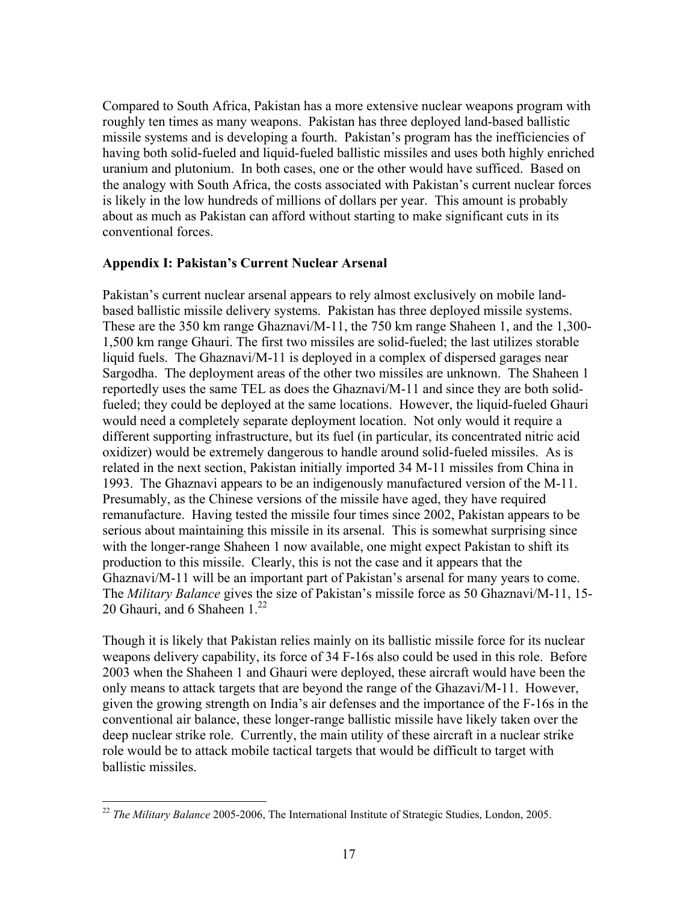Compared to South Africa, Pakistan has a more extensive nuclear weapons program with roughly ten times as many weapons. Pakistan has three deployed land-based ballistic missile systems and is developing a fourth. Pakistan's program has the inefficiencies of having both solid-fueled and liquid-fueled ballistic missiles and uses both highly enriched uranium and plutonium. In both cases, one or the other would have sufficed. Based on the analogy with South Africa, the costs associated with Pakistan's current nuclear forces is likely in the low hundreds of millions of dollars per year. This amount is probably about as much as Pakistan can afford without starting to make significant cuts in its conventional forces.

## Appendix I: Pakistan's Current Nuclear Arsenal

Pakistan's current nuclear arsenal appears to rely almost exclusively on mobile land-based ballistic missile delivery systems. Pakistan has three deployed missile systems. These are the 350 km range Ghaznavi/M-11, the 750 km range Shaheen 1, and the 1,300-1,500 km range Ghauri. The first two missiles are solid-fueled; the last utilizes storable liquid fuels. The Ghaznavi/M-11 is deployed in a complex of dispersed garages near Sargodha. The deployment areas of the other two missiles are unknown. The Shaheen 1 reportedly uses the same TEL as does the Ghaznavi/M-11 and since they are both solid-fueled; they could be deployed at the same locations. However, the liquid-fueled Ghauri would need a completely separate deployment location. Not only would it require a different supporting infrastructure, but its fuel (in particular, its concentrated nitric acid oxidizer) would be extremely dangerous to handle around solid-fueled missiles. As is related in the next section, Pakistan initially imported 34 M-11 missiles from China in 1993. The Ghaznavi appears to be an indigenously manufactured version of the M-11. Presumably, as the Chinese versions of the missile have aged, they have required remanufacture. Having tested the missile four times since 2002, Pakistan appears to be serious about maintaining this missile in its arsenal. This is somewhat surprising since with the longer-range Shaheen 1 now available, one might expect Pakistan to shift its production to this missile. Clearly, this is not the case and it appears that the Ghaznavi/M-11 will be an important part of Pakistan's arsenal for many years to come. The *Military Balance* gives the size of Pakistan's missile force as 50 Ghaznavi/M-11, 15-20 Ghauri, and 6 Shaheen 1.[22]

Though it is likely that Pakistan relies mainly on its ballistic missile force for its nuclear weapons delivery capability, its force of 34 F-16s also could be used in this role. Before 2003 when the Shaheen 1 and Ghauri were deployed, these aircraft would have been the only means to attack targets that are beyond the range of the Ghazavi/M-11. However, given the growing strength on India's air defenses and the importance of the F-16s in the conventional air balance, these longer-range ballistic missile have likely taken over the deep nuclear strike role. Currently, the main utility of these aircraft in a nuclear strike role would be to attack mobile tactical targets that would be difficult to target with ballistic missiles.

---

[22] *The Military Balance* 2005-2006, The International Institute of Strategic Studies, London, 2005.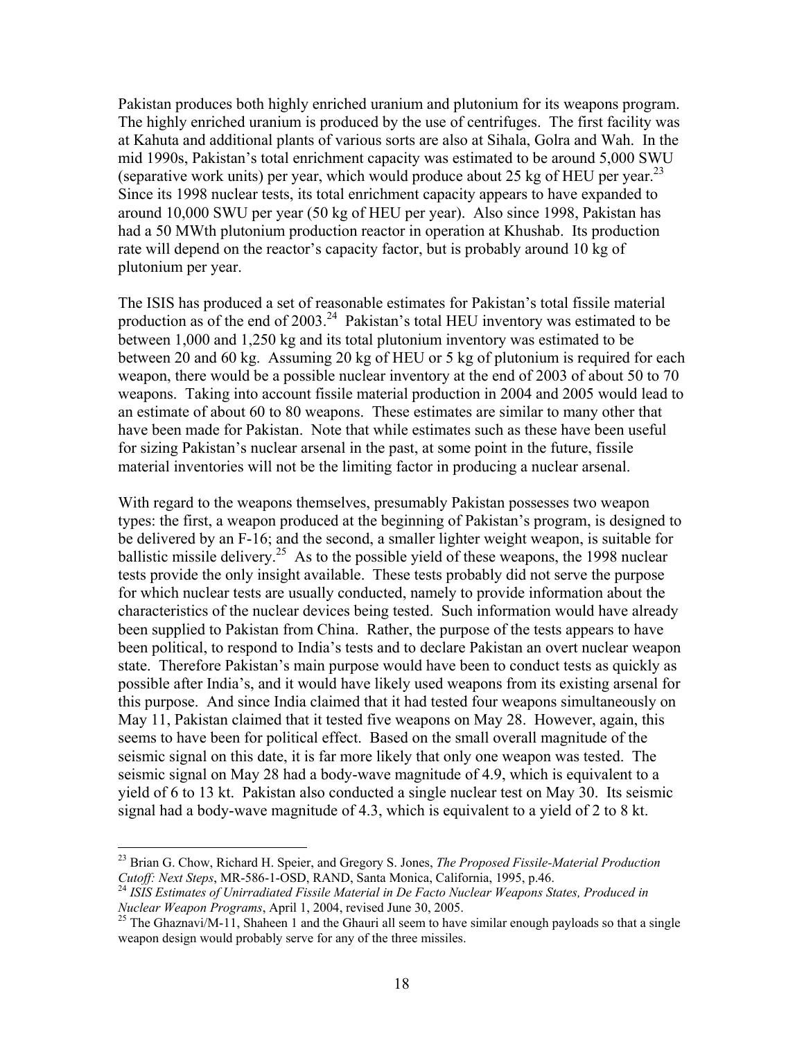Pakistan produces both highly enriched uranium and plutonium for its weapons program. The highly enriched uranium is produced by the use of centrifuges. The first facility was at Kahuta and additional plants of various sorts are also at Sihala, Golra and Wah. In the mid 1990s, Pakistan's total enrichment capacity was estimated to be around 5,000 SWU (separative work units) per year, which would produce about 25 kg of HEU per year.[23] Since its 1998 nuclear tests, its total enrichment capacity appears to have expanded to around 10,000 SWU per year (50 kg of HEU per year). Also since 1998, Pakistan has had a 50 MWth plutonium production reactor in operation at Khushab. Its production rate will depend on the reactor's capacity factor, but is probably around 10 kg of plutonium per year.

The ISIS has produced a set of reasonable estimates for Pakistan's total fissile material production as of the end of 2003.[24] Pakistan's total HEU inventory was estimated to be between 1,000 and 1,250 kg and its total plutonium inventory was estimated to be between 20 and 60 kg. Assuming 20 kg of HEU or 5 kg of plutonium is required for each weapon, there would be a possible nuclear inventory at the end of 2003 of about 50 to 70 weapons. Taking into account fissile material production in 2004 and 2005 would lead to an estimate of about 60 to 80 weapons. These estimates are similar to many other that have been made for Pakistan. Note that while estimates such as these have been useful for sizing Pakistan's nuclear arsenal in the past, at some point in the future, fissile material inventories will not be the limiting factor in producing a nuclear arsenal.

With regard to the weapons themselves, presumably Pakistan possesses two weapon types: the first, a weapon produced at the beginning of Pakistan's program, is designed to be delivered by an F-16; and the second, a smaller lighter weight weapon, is suitable for ballistic missile delivery.[25] As to the possible yield of these weapons, the 1998 nuclear tests provide the only insight available. These tests probably did not serve the purpose for which nuclear tests are usually conducted, namely to provide information about the characteristics of the nuclear devices being tested. Such information would have already been supplied to Pakistan from China. Rather, the purpose of the tests appears to have been political, to respond to India's tests and to declare Pakistan an overt nuclear weapon state. Therefore Pakistan's main purpose would have been to conduct tests as quickly as possible after India's, and it would have likely used weapons from its existing arsenal for this purpose. And since India claimed that it had tested four weapons simultaneously on May 11, Pakistan claimed that it tested five weapons on May 28. However, again, this seems to have been for political effect. Based on the small overall magnitude of the seismic signal on this date, it is far more likely that only one weapon was tested. The seismic signal on May 28 had a body-wave magnitude of 4.9, which is equivalent to a yield of 6 to 13 kt. Pakistan also conducted a single nuclear test on May 30. Its seismic signal had a body-wave magnitude of 4.3, which is equivalent to a yield of 2 to 8 kt.

---

[23] Brian G. Chow, Richard H. Speier, and Gregory S. Jones, *The Proposed Fissile-Material Production Cutoff: Next Steps*, MR-586-1-OSD, RAND, Santa Monica, California, 1995, p.46.

[24] *ISIS Estimates of Unirradiated Fissile Material in De Facto Nuclear Weapons States, Produced in Nuclear Weapon Programs*, April 1, 2004, revised June 30, 2005.

[25] The Ghaznavi/M-11, Shaheen 1 and the Ghauri all seem to have similar enough payloads so that a single weapon design would probably serve for any of the three missiles.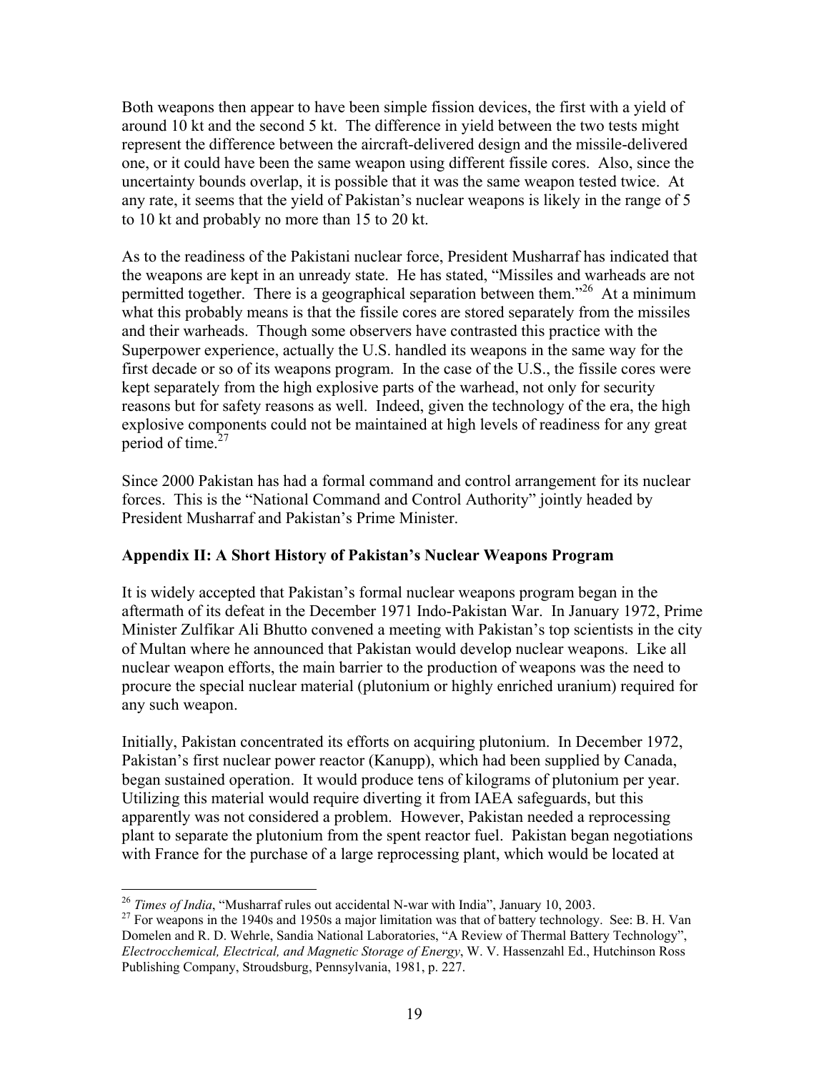Both weapons then appear to have been simple fission devices, the first with a yield of around 10 kt and the second 5 kt. The difference in yield between the two tests might represent the difference between the aircraft-delivered design and the missile-delivered one, or it could have been the same weapon using different fissile cores. Also, since the uncertainty bounds overlap, it is possible that it was the same weapon tested twice. At any rate, it seems that the yield of Pakistan's nuclear weapons is likely in the range of 5 to 10 kt and probably no more than 15 to 20 kt.

As to the readiness of the Pakistani nuclear force, President Musharraf has indicated that the weapons are kept in an unready state. He has stated, "Missiles and warheads are not permitted together. There is a geographical separation between them."[26] At a minimum what this probably means is that the fissile cores are stored separately from the missiles and their warheads. Though some observers have contrasted this practice with the Superpower experience, actually the U.S. handled its weapons in the same way for the first decade or so of its weapons program. In the case of the U.S., the fissile cores were kept separately from the high explosive parts of the warhead, not only for security reasons but for safety reasons as well. Indeed, given the technology of the era, the high explosive components could not be maintained at high levels of readiness for any great period of time.[27]

Since 2000 Pakistan has had a formal command and control arrangement for its nuclear forces. This is the "National Command and Control Authority" jointly headed by President Musharraf and Pakistan's Prime Minister.

## Appendix II: A Short History of Pakistan's Nuclear Weapons Program

It is widely accepted that Pakistan's formal nuclear weapons program began in the aftermath of its defeat in the December 1971 Indo-Pakistan War. In January 1972, Prime Minister Zulfikar Ali Bhutto convened a meeting with Pakistan's top scientists in the city of Multan where he announced that Pakistan would develop nuclear weapons. Like all nuclear weapon efforts, the main barrier to the production of weapons was the need to procure the special nuclear material (plutonium or highly enriched uranium) required for any such weapon.

Initially, Pakistan concentrated its efforts on acquiring plutonium. In December 1972, Pakistan's first nuclear power reactor (Kanupp), which had been supplied by Canada, began sustained operation. It would produce tens of kilograms of plutonium per year. Utilizing this material would require diverting it from IAEA safeguards, but this apparently was not considered a problem. However, Pakistan needed a reprocessing plant to separate the plutonium from the spent reactor fuel. Pakistan began negotiations with France for the purchase of a large reprocessing plant, which would be located at

---

[26] *Times of India*, "Musharraf rules out accidental N-war with India", January 10, 2003.

[27] For weapons in the 1940s and 1950s a major limitation was that of battery technology. See: B. H. Van Domelen and R. D. Wehrle, Sandia National Laboratories, "A Review of Thermal Battery Technology", *Electrocchemical, Electrical, and Magnetic Storage of Energy*, W. V. Hassenzahl Ed., Hutchinson Ross Publishing Company, Stroudsburg, Pennsylvania, 1981, p. 227.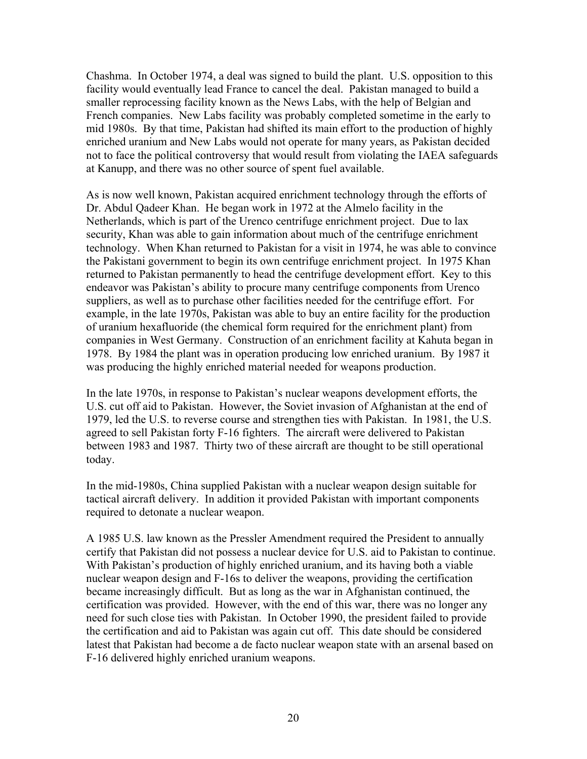Chashma. In October 1974, a deal was signed to build the plant. U.S. opposition to this facility would eventually lead France to cancel the deal. Pakistan managed to build a smaller reprocessing facility known as the News Labs, with the help of Belgian and French companies. New Labs facility was probably completed sometime in the early to mid 1980s. By that time, Pakistan had shifted its main effort to the production of highly enriched uranium and New Labs would not operate for many years, as Pakistan decided not to face the political controversy that would result from violating the IAEA safeguards at Kanupp, and there was no other source of spent fuel available.

As is now well known, Pakistan acquired enrichment technology through the efforts of Dr. Abdul Qadeer Khan. He began work in 1972 at the Almelo facility in the Netherlands, which is part of the Urenco centrifuge enrichment project. Due to lax security, Khan was able to gain information about much of the centrifuge enrichment technology. When Khan returned to Pakistan for a visit in 1974, he was able to convince the Pakistani government to begin its own centrifuge enrichment project. In 1975 Khan returned to Pakistan permanently to head the centrifuge development effort. Key to this endeavor was Pakistan's ability to procure many centrifuge components from Urenco suppliers, as well as to purchase other facilities needed for the centrifuge effort. For example, in the late 1970s, Pakistan was able to buy an entire facility for the production of uranium hexafluoride (the chemical form required for the enrichment plant) from companies in West Germany. Construction of an enrichment facility at Kahuta began in 1978. By 1984 the plant was in operation producing low enriched uranium. By 1987 it was producing the highly enriched material needed for weapons production.

In the late 1970s, in response to Pakistan's nuclear weapons development efforts, the U.S. cut off aid to Pakistan. However, the Soviet invasion of Afghanistan at the end of 1979, led the U.S. to reverse course and strengthen ties with Pakistan. In 1981, the U.S. agreed to sell Pakistan forty F-16 fighters. The aircraft were delivered to Pakistan between 1983 and 1987. Thirty two of these aircraft are thought to be still operational today.

In the mid-1980s, China supplied Pakistan with a nuclear weapon design suitable for tactical aircraft delivery. In addition it provided Pakistan with important components required to detonate a nuclear weapon.

A 1985 U.S. law known as the Pressler Amendment required the President to annually certify that Pakistan did not possess a nuclear device for U.S. aid to Pakistan to continue. With Pakistan's production of highly enriched uranium, and its having both a viable nuclear weapon design and F-16s to deliver the weapons, providing the certification became increasingly difficult. But as long as the war in Afghanistan continued, the certification was provided. However, with the end of this war, there was no longer any need for such close ties with Pakistan. In October 1990, the president failed to provide the certification and aid to Pakistan was again cut off. This date should be considered latest that Pakistan had become a de facto nuclear weapon state with an arsenal based on F-16 delivered highly enriched uranium weapons.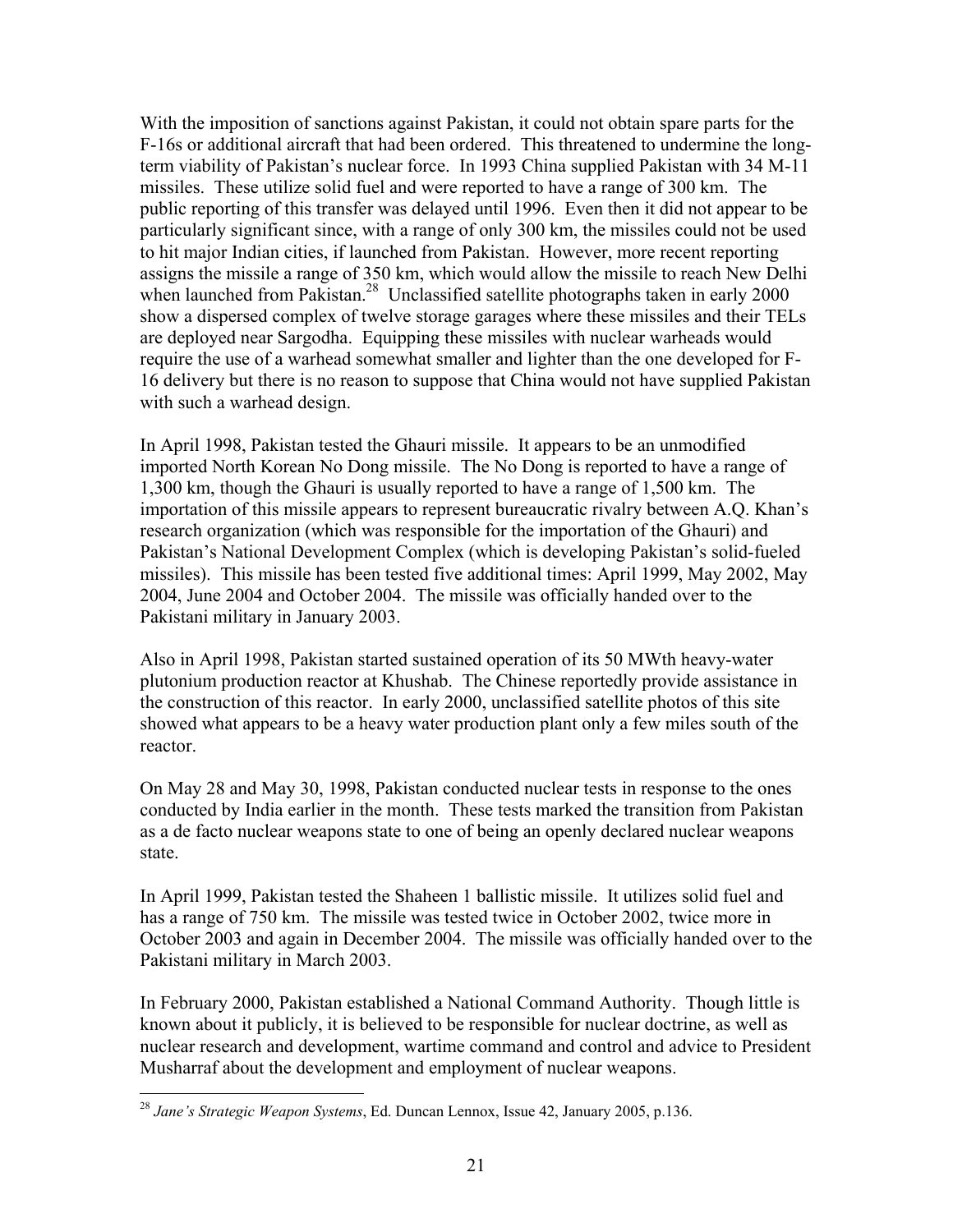With the imposition of sanctions against Pakistan, it could not obtain spare parts for the F-16s or additional aircraft that had been ordered. This threatened to undermine the long-term viability of Pakistan's nuclear force. In 1993 China supplied Pakistan with 34 M-11 missiles. These utilize solid fuel and were reported to have a range of 300 km. The public reporting of this transfer was delayed until 1996. Even then it did not appear to be particularly significant since, with a range of only 300 km, the missiles could not be used to hit major Indian cities, if launched from Pakistan. However, more recent reporting assigns the missile a range of 350 km, which would allow the missile to reach New Delhi when launched from Pakistan.[28] Unclassified satellite photographs taken in early 2000 show a dispersed complex of twelve storage garages where these missiles and their TELs are deployed near Sargodha. Equipping these missiles with nuclear warheads would require the use of a warhead somewhat smaller and lighter than the one developed for F-16 delivery but there is no reason to suppose that China would not have supplied Pakistan with such a warhead design.

In April 1998, Pakistan tested the Ghauri missile. It appears to be an unmodified imported North Korean No Dong missile. The No Dong is reported to have a range of 1,300 km, though the Ghauri is usually reported to have a range of 1,500 km. The importation of this missile appears to represent bureaucratic rivalry between A.Q. Khan's research organization (which was responsible for the importation of the Ghauri) and Pakistan's National Development Complex (which is developing Pakistan's solid-fueled missiles). This missile has been tested five additional times: April 1999, May 2002, May 2004, June 2004 and October 2004. The missile was officially handed over to the Pakistani military in January 2003.

Also in April 1998, Pakistan started sustained operation of its 50 MWth heavy-water plutonium production reactor at Khushab. The Chinese reportedly provide assistance in the construction of this reactor. In early 2000, unclassified satellite photos of this site showed what appears to be a heavy water production plant only a few miles south of the reactor.

On May 28 and May 30, 1998, Pakistan conducted nuclear tests in response to the ones conducted by India earlier in the month. These tests marked the transition from Pakistan as a de facto nuclear weapons state to one of being an openly declared nuclear weapons state.

In April 1999, Pakistan tested the Shaheen 1 ballistic missile. It utilizes solid fuel and has a range of 750 km. The missile was tested twice in October 2002, twice more in October 2003 and again in December 2004. The missile was officially handed over to the Pakistani military in March 2003.

In February 2000, Pakistan established a National Command Authority. Though little is known about it publicly, it is believed to be responsible for nuclear doctrine, as well as nuclear research and development, wartime command and control and advice to President Musharraf about the development and employment of nuclear weapons.

---

[28] *Jane's Strategic Weapon Systems*, Ed. Duncan Lennox, Issue 42, January 2005, p.136.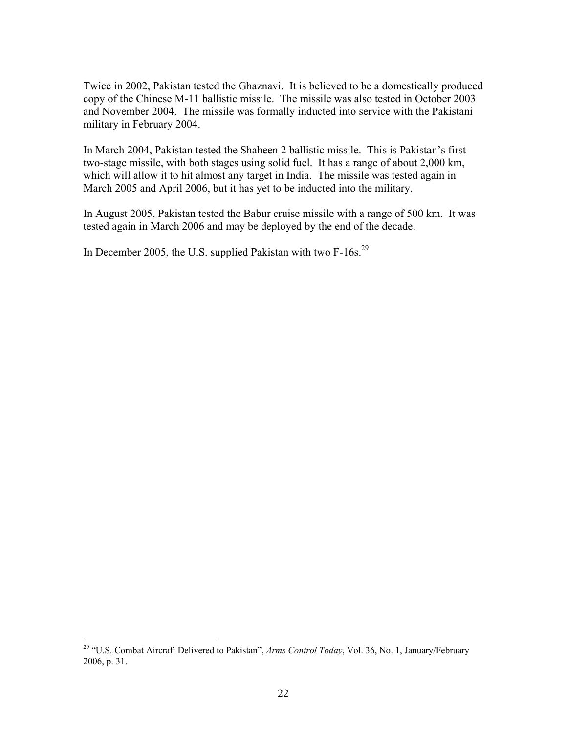Twice in 2002, Pakistan tested the Ghaznavi. It is believed to be a domestically produced copy of the Chinese M-11 ballistic missile. The missile was also tested in October 2003 and November 2004. The missile was formally inducted into service with the Pakistani military in February 2004.

In March 2004, Pakistan tested the Shaheen 2 ballistic missile. This is Pakistan's first two-stage missile, with both stages using solid fuel. It has a range of about 2,000 km, which will allow it to hit almost any target in India. The missile was tested again in March 2005 and April 2006, but it has yet to be inducted into the military.

In August 2005, Pakistan tested the Babur cruise missile with a range of 500 km. It was tested again in March 2006 and may be deployed by the end of the decade.

In December 2005, the U.S. supplied Pakistan with two F-16s.[29]

---

[29] "U.S. Combat Aircraft Delivered to Pakistan", *Arms Control Today*, Vol. 36, No. 1, January/February 2006, p. 31.